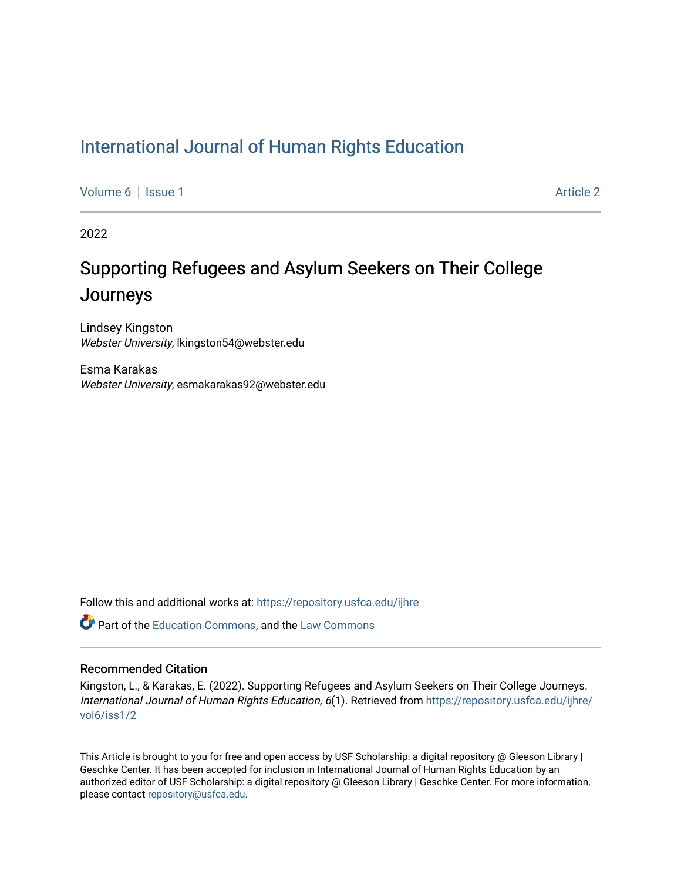# International Journal of Human Rights Education

Volume 6 | Issue 1 Article 2

2022

## Supporting Refugees and Asylum Seekers on Their College Journeys

Lindsey Kingston
*Webster University*, lkingston54@webster.edu

Esma Karakas
*Webster University*, esmakarakas92@webster.edu

Follow this and additional works at: https://repository.usfca.edu/ijhre

Part of the Education Commons, and the Law Commons

### Recommended Citation

Kingston, L., & Karakas, E. (2022). Supporting Refugees and Asylum Seekers on Their College Journeys. *International Journal of Human Rights Education, 6*(1). Retrieved from https://repository.usfca.edu/ijhre/vol6/iss1/2

This Article is brought to you for free and open access by USF Scholarship: a digital repository @ Gleeson Library | Geschke Center. It has been accepted for inclusion in International Journal of Human Rights Education by an authorized editor of USF Scholarship: a digital repository @ Gleeson Library | Geschke Center. For more information, please contact repository@usfca.edu.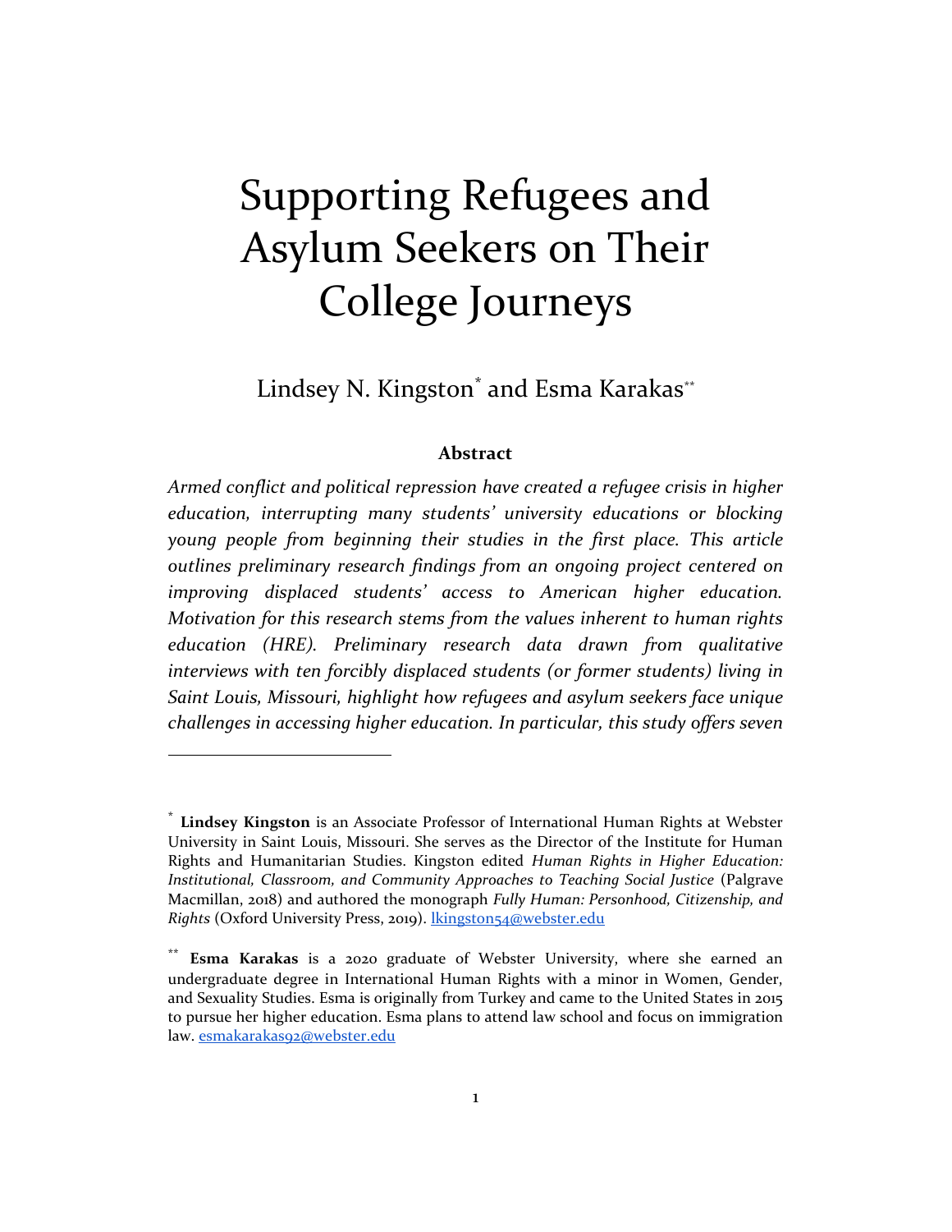# Supporting Refugees and Asylum Seekers on Their College Journeys

Lindsey N. Kingston[*] and Esma Karakas[**]

**Abstract**

*Armed conflict and political repression have created a refugee crisis in higher education, interrupting many students' university educations or blocking young people from beginning their studies in the first place. This article outlines preliminary research findings from an ongoing project centered on improving displaced students' access to American higher education. Motivation for this research stems from the values inherent to human rights education (HRE). Preliminary research data drawn from qualitative interviews with ten forcibly displaced students (or former students) living in Saint Louis, Missouri, highlight how refugees and asylum seekers face unique challenges in accessing higher education. In particular, this study offers seven*

---

[*] **Lindsey Kingston** is an Associate Professor of International Human Rights at Webster University in Saint Louis, Missouri. She serves as the Director of the Institute for Human Rights and Humanitarian Studies. Kingston edited *Human Rights in Higher Education: Institutional, Classroom, and Community Approaches to Teaching Social Justice* (Palgrave Macmillan, 2018) and authored the monograph *Fully Human: Personhood, Citizenship, and Rights* (Oxford University Press, 2019). lkingston54@webster.edu

[**] **Esma Karakas** is a 2020 graduate of Webster University, where she earned an undergraduate degree in International Human Rights with a minor in Women, Gender, and Sexuality Studies. Esma is originally from Turkey and came to the United States in 2015 to pursue her higher education. Esma plans to attend law school and focus on immigration law. esmakarakas92@webster.edu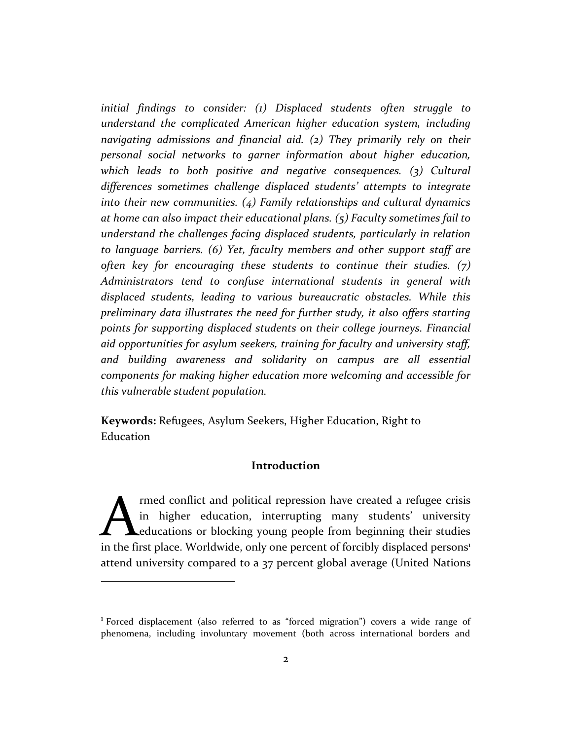*initial findings to consider: (1) Displaced students often struggle to understand the complicated American higher education system, including navigating admissions and financial aid. (2) They primarily rely on their personal social networks to garner information about higher education, which leads to both positive and negative consequences. (3) Cultural differences sometimes challenge displaced students' attempts to integrate into their new communities. (4) Family relationships and cultural dynamics at home can also impact their educational plans. (5) Faculty sometimes fail to understand the challenges facing displaced students, particularly in relation to language barriers. (6) Yet, faculty members and other support staff are often key for encouraging these students to continue their studies. (7) Administrators tend to confuse international students in general with displaced students, leading to various bureaucratic obstacles. While this preliminary data illustrates the need for further study, it also offers starting points for supporting displaced students on their college journeys. Financial aid opportunities for asylum seekers, training for faculty and university staff, and building awareness and solidarity on campus are all essential components for making higher education more welcoming and accessible for this vulnerable student population.*

**Keywords:** Refugees, Asylum Seekers, Higher Education, Right to Education

## Introduction

Armed conflict and political repression have created a refugee crisis in higher education, interrupting many students' university educations or blocking young people from beginning their studies in the first place. Worldwide, only one percent of forcibly displaced persons[1] attend university compared to a 37 percent global average (United Nations

---

[1] Forced displacement (also referred to as "forced migration") covers a wide range of phenomena, including involuntary movement (both across international borders and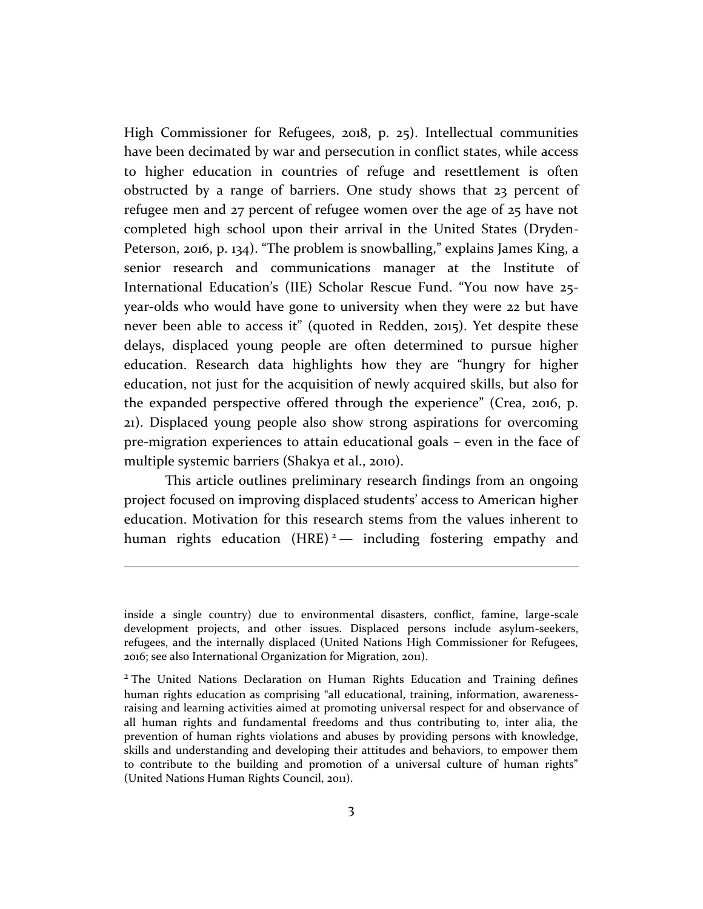High Commissioner for Refugees, 2018, p. 25). Intellectual communities have been decimated by war and persecution in conflict states, while access to higher education in countries of refuge and resettlement is often obstructed by a range of barriers. One study shows that 23 percent of refugee men and 27 percent of refugee women over the age of 25 have not completed high school upon their arrival in the United States (Dryden-Peterson, 2016, p. 134). "The problem is snowballing," explains James King, a senior research and communications manager at the Institute of International Education's (IIE) Scholar Rescue Fund. "You now have 25-year-olds who would have gone to university when they were 22 but have never been able to access it" (quoted in Redden, 2015). Yet despite these delays, displaced young people are often determined to pursue higher education. Research data highlights how they are "hungry for higher education, not just for the acquisition of newly acquired skills, but also for the expanded perspective offered through the experience" (Crea, 2016, p. 21). Displaced young people also show strong aspirations for overcoming pre-migration experiences to attain educational goals – even in the face of multiple systemic barriers (Shakya et al., 2010).

This article outlines preliminary research findings from an ongoing project focused on improving displaced students' access to American higher education. Motivation for this research stems from the values inherent to human rights education (HRE)[2] — including fostering empathy and

---

inside a single country) due to environmental disasters, conflict, famine, large-scale development projects, and other issues. Displaced persons include asylum-seekers, refugees, and the internally displaced (United Nations High Commissioner for Refugees, 2016; see also International Organization for Migration, 2011).

[2] The United Nations Declaration on Human Rights Education and Training defines human rights education as comprising "all educational, training, information, awareness-raising and learning activities aimed at promoting universal respect for and observance of all human rights and fundamental freedoms and thus contributing to, inter alia, the prevention of human rights violations and abuses by providing persons with knowledge, skills and understanding and developing their attitudes and behaviors, to empower them to contribute to the building and promotion of a universal culture of human rights" (United Nations Human Rights Council, 2011).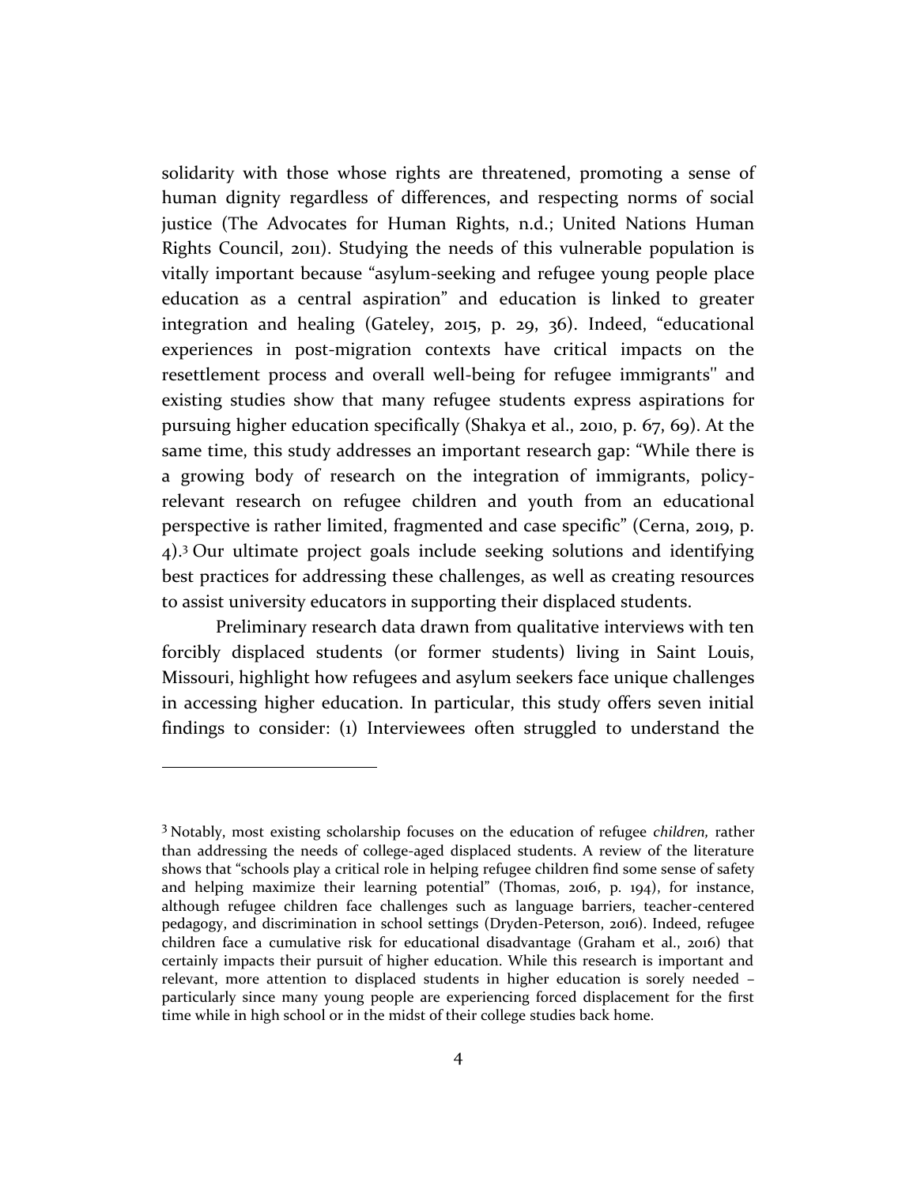solidarity with those whose rights are threatened, promoting a sense of human dignity regardless of differences, and respecting norms of social justice (The Advocates for Human Rights, n.d.; United Nations Human Rights Council, 2011). Studying the needs of this vulnerable population is vitally important because "asylum-seeking and refugee young people place education as a central aspiration" and education is linked to greater integration and healing (Gateley, 2015, p. 29, 36). Indeed, "educational experiences in post-migration contexts have critical impacts on the resettlement process and overall well-being for refugee immigrants'' and existing studies show that many refugee students express aspirations for pursuing higher education specifically (Shakya et al., 2010, p. 67, 69). At the same time, this study addresses an important research gap: "While there is a growing body of research on the integration of immigrants, policy-relevant research on refugee children and youth from an educational perspective is rather limited, fragmented and case specific" (Cerna, 2019, p. 4).[3] Our ultimate project goals include seeking solutions and identifying best practices for addressing these challenges, as well as creating resources to assist university educators in supporting their displaced students.

Preliminary research data drawn from qualitative interviews with ten forcibly displaced students (or former students) living in Saint Louis, Missouri, highlight how refugees and asylum seekers face unique challenges in accessing higher education. In particular, this study offers seven initial findings to consider: (1) Interviewees often struggled to understand the

---

[3] Notably, most existing scholarship focuses on the education of refugee *children,* rather than addressing the needs of college-aged displaced students. A review of the literature shows that "schools play a critical role in helping refugee children find some sense of safety and helping maximize their learning potential" (Thomas, 2016, p. 194), for instance, although refugee children face challenges such as language barriers, teacher-centered pedagogy, and discrimination in school settings (Dryden-Peterson, 2016). Indeed, refugee children face a cumulative risk for educational disadvantage (Graham et al., 2016) that certainly impacts their pursuit of higher education. While this research is important and relevant, more attention to displaced students in higher education is sorely needed – particularly since many young people are experiencing forced displacement for the first time while in high school or in the midst of their college studies back home.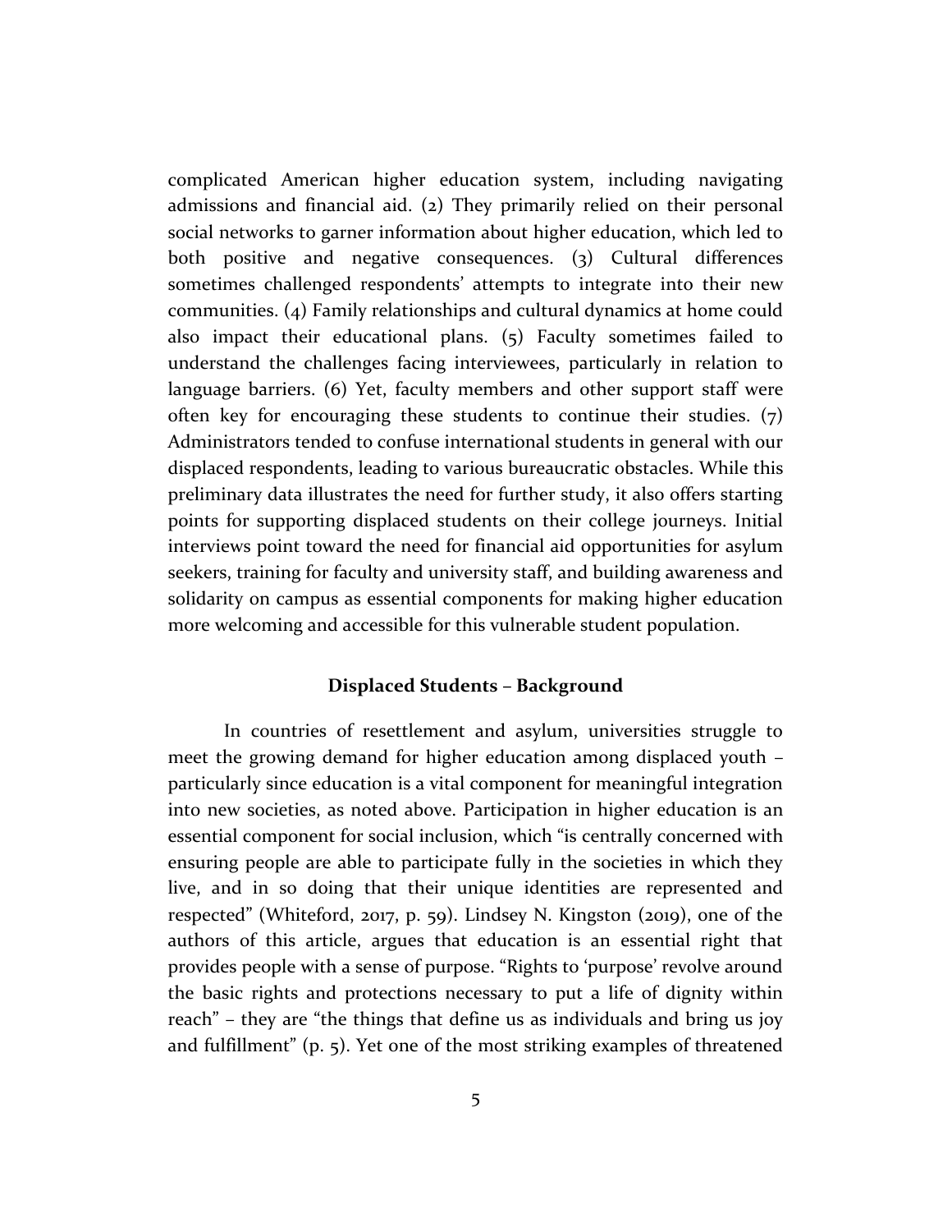complicated American higher education system, including navigating admissions and financial aid. (2) They primarily relied on their personal social networks to garner information about higher education, which led to both positive and negative consequences. (3) Cultural differences sometimes challenged respondents' attempts to integrate into their new communities. (4) Family relationships and cultural dynamics at home could also impact their educational plans. (5) Faculty sometimes failed to understand the challenges facing interviewees, particularly in relation to language barriers. (6) Yet, faculty members and other support staff were often key for encouraging these students to continue their studies. (7) Administrators tended to confuse international students in general with our displaced respondents, leading to various bureaucratic obstacles. While this preliminary data illustrates the need for further study, it also offers starting points for supporting displaced students on their college journeys. Initial interviews point toward the need for financial aid opportunities for asylum seekers, training for faculty and university staff, and building awareness and solidarity on campus as essential components for making higher education more welcoming and accessible for this vulnerable student population.

## Displaced Students – Background

In countries of resettlement and asylum, universities struggle to meet the growing demand for higher education among displaced youth – particularly since education is a vital component for meaningful integration into new societies, as noted above. Participation in higher education is an essential component for social inclusion, which "is centrally concerned with ensuring people are able to participate fully in the societies in which they live, and in so doing that their unique identities are represented and respected" (Whiteford, 2017, p. 59). Lindsey N. Kingston (2019), one of the authors of this article, argues that education is an essential right that provides people with a sense of purpose. "Rights to 'purpose' revolve around the basic rights and protections necessary to put a life of dignity within reach" – they are "the things that define us as individuals and bring us joy and fulfillment" (p. 5). Yet one of the most striking examples of threatened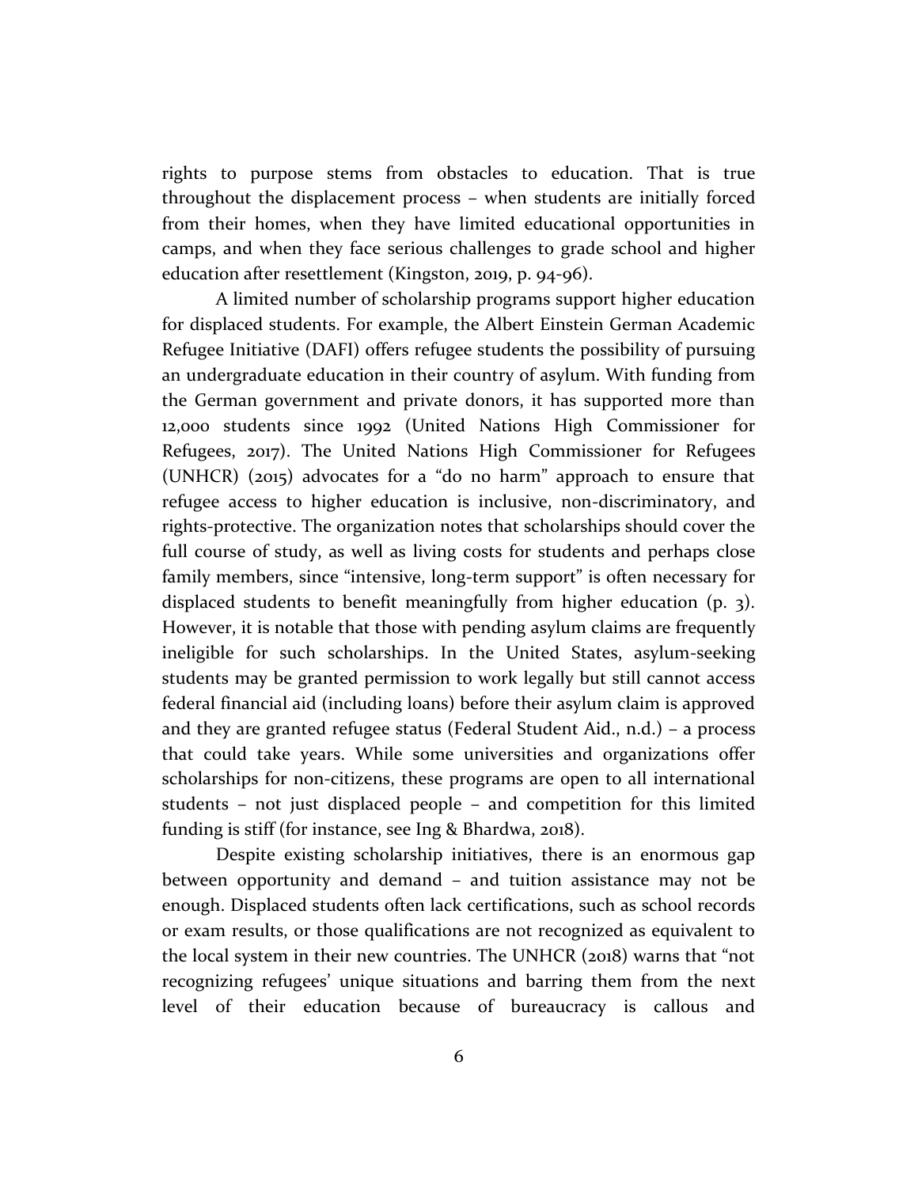rights to purpose stems from obstacles to education. That is true throughout the displacement process – when students are initially forced from their homes, when they have limited educational opportunities in camps, and when they face serious challenges to grade school and higher education after resettlement (Kingston, 2019, p. 94-96).

A limited number of scholarship programs support higher education for displaced students. For example, the Albert Einstein German Academic Refugee Initiative (DAFI) offers refugee students the possibility of pursuing an undergraduate education in their country of asylum. With funding from the German government and private donors, it has supported more than 12,000 students since 1992 (United Nations High Commissioner for Refugees, 2017). The United Nations High Commissioner for Refugees (UNHCR) (2015) advocates for a "do no harm" approach to ensure that refugee access to higher education is inclusive, non-discriminatory, and rights-protective. The organization notes that scholarships should cover the full course of study, as well as living costs for students and perhaps close family members, since "intensive, long-term support" is often necessary for displaced students to benefit meaningfully from higher education (p. 3). However, it is notable that those with pending asylum claims are frequently ineligible for such scholarships. In the United States, asylum-seeking students may be granted permission to work legally but still cannot access federal financial aid (including loans) before their asylum claim is approved and they are granted refugee status (Federal Student Aid., n.d.) – a process that could take years. While some universities and organizations offer scholarships for non-citizens, these programs are open to all international students – not just displaced people – and competition for this limited funding is stiff (for instance, see Ing & Bhardwa, 2018).

Despite existing scholarship initiatives, there is an enormous gap between opportunity and demand – and tuition assistance may not be enough. Displaced students often lack certifications, such as school records or exam results, or those qualifications are not recognized as equivalent to the local system in their new countries. The UNHCR (2018) warns that "not recognizing refugees' unique situations and barring them from the next level of their education because of bureaucracy is callous and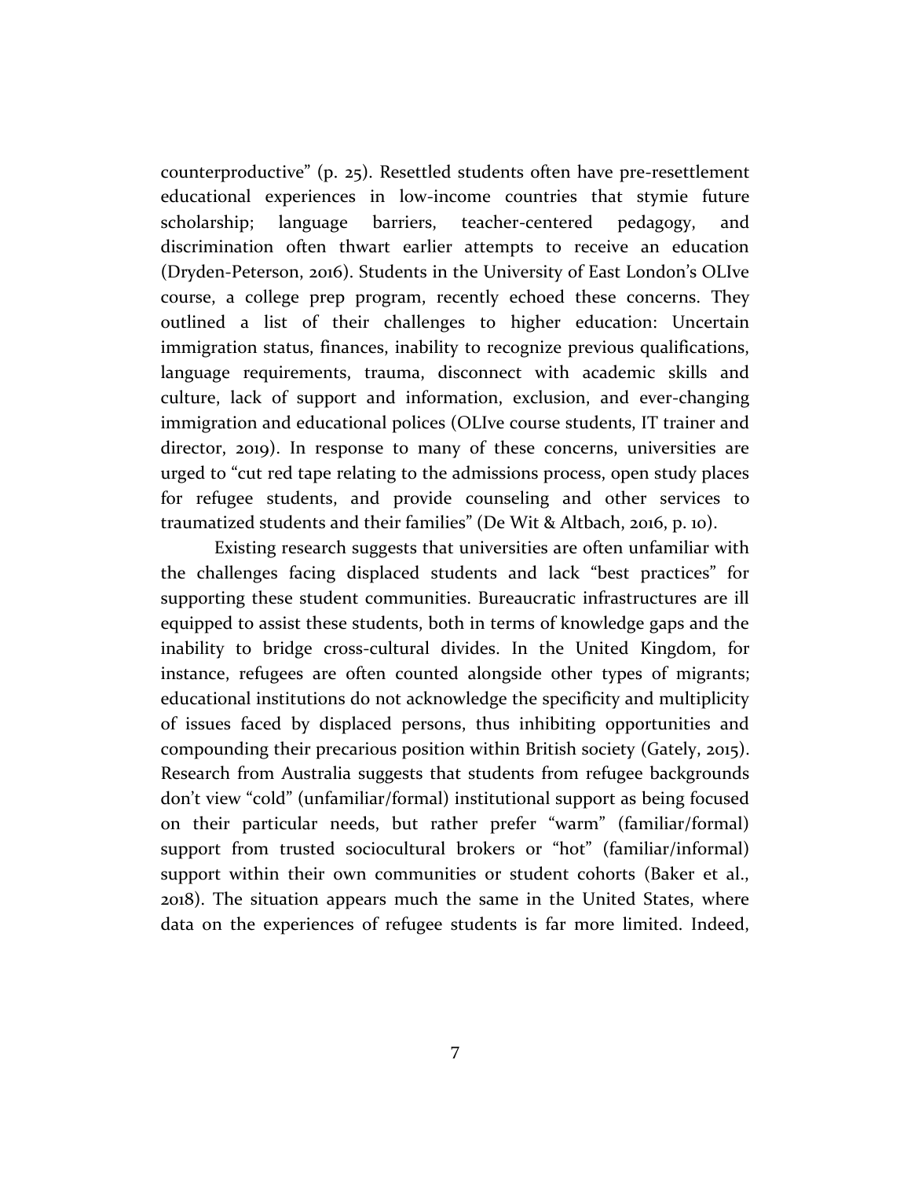counterproductive" (p. 25). Resettled students often have pre-resettlement educational experiences in low-income countries that stymie future scholarship; language barriers, teacher-centered pedagogy, and discrimination often thwart earlier attempts to receive an education (Dryden-Peterson, 2016). Students in the University of East London's OLIve course, a college prep program, recently echoed these concerns. They outlined a list of their challenges to higher education: Uncertain immigration status, finances, inability to recognize previous qualifications, language requirements, trauma, disconnect with academic skills and culture, lack of support and information, exclusion, and ever-changing immigration and educational polices (OLIve course students, IT trainer and director, 2019). In response to many of these concerns, universities are urged to "cut red tape relating to the admissions process, open study places for refugee students, and provide counseling and other services to traumatized students and their families" (De Wit & Altbach, 2016, p. 10).

Existing research suggests that universities are often unfamiliar with the challenges facing displaced students and lack "best practices" for supporting these student communities. Bureaucratic infrastructures are ill equipped to assist these students, both in terms of knowledge gaps and the inability to bridge cross-cultural divides. In the United Kingdom, for instance, refugees are often counted alongside other types of migrants; educational institutions do not acknowledge the specificity and multiplicity of issues faced by displaced persons, thus inhibiting opportunities and compounding their precarious position within British society (Gately, 2015). Research from Australia suggests that students from refugee backgrounds don't view "cold" (unfamiliar/formal) institutional support as being focused on their particular needs, but rather prefer "warm" (familiar/formal) support from trusted sociocultural brokers or "hot" (familiar/informal) support within their own communities or student cohorts (Baker et al., 2018). The situation appears much the same in the United States, where data on the experiences of refugee students is far more limited. Indeed,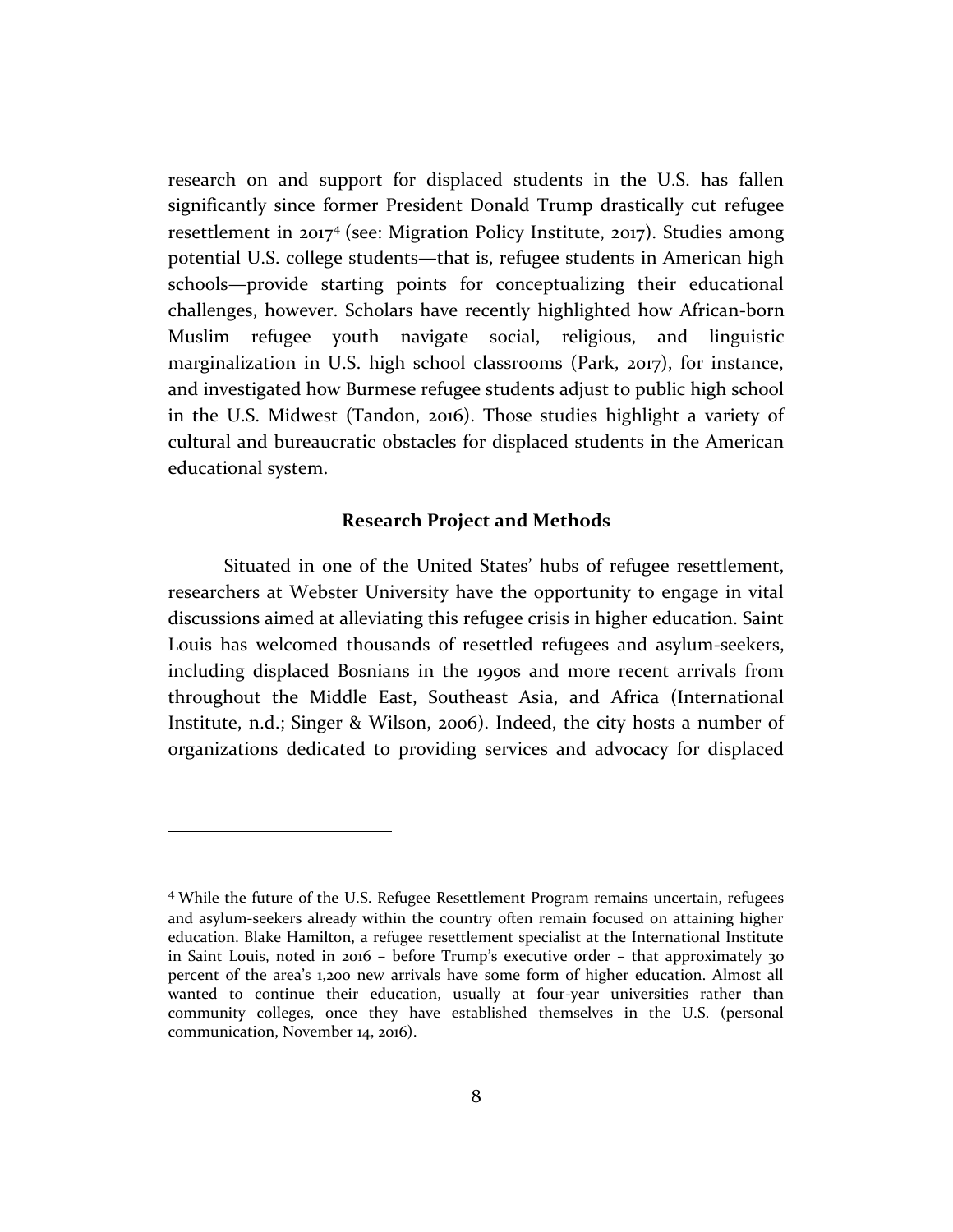research on and support for displaced students in the U.S. has fallen significantly since former President Donald Trump drastically cut refugee resettlement in 2017[4] (see: Migration Policy Institute, 2017). Studies among potential U.S. college students—that is, refugee students in American high schools—provide starting points for conceptualizing their educational challenges, however. Scholars have recently highlighted how African-born Muslim refugee youth navigate social, religious, and linguistic marginalization in U.S. high school classrooms (Park, 2017), for instance, and investigated how Burmese refugee students adjust to public high school in the U.S. Midwest (Tandon, 2016). Those studies highlight a variety of cultural and bureaucratic obstacles for displaced students in the American educational system.

**Research Project and Methods**

Situated in one of the United States' hubs of refugee resettlement, researchers at Webster University have the opportunity to engage in vital discussions aimed at alleviating this refugee crisis in higher education. Saint Louis has welcomed thousands of resettled refugees and asylum-seekers, including displaced Bosnians in the 1990s and more recent arrivals from throughout the Middle East, Southeast Asia, and Africa (International Institute, n.d.; Singer & Wilson, 2006). Indeed, the city hosts a number of organizations dedicated to providing services and advocacy for displaced

---

[4] While the future of the U.S. Refugee Resettlement Program remains uncertain, refugees and asylum-seekers already within the country often remain focused on attaining higher education. Blake Hamilton, a refugee resettlement specialist at the International Institute in Saint Louis, noted in 2016 – before Trump's executive order – that approximately 30 percent of the area's 1,200 new arrivals have some form of higher education. Almost all wanted to continue their education, usually at four-year universities rather than community colleges, once they have established themselves in the U.S. (personal communication, November 14, 2016).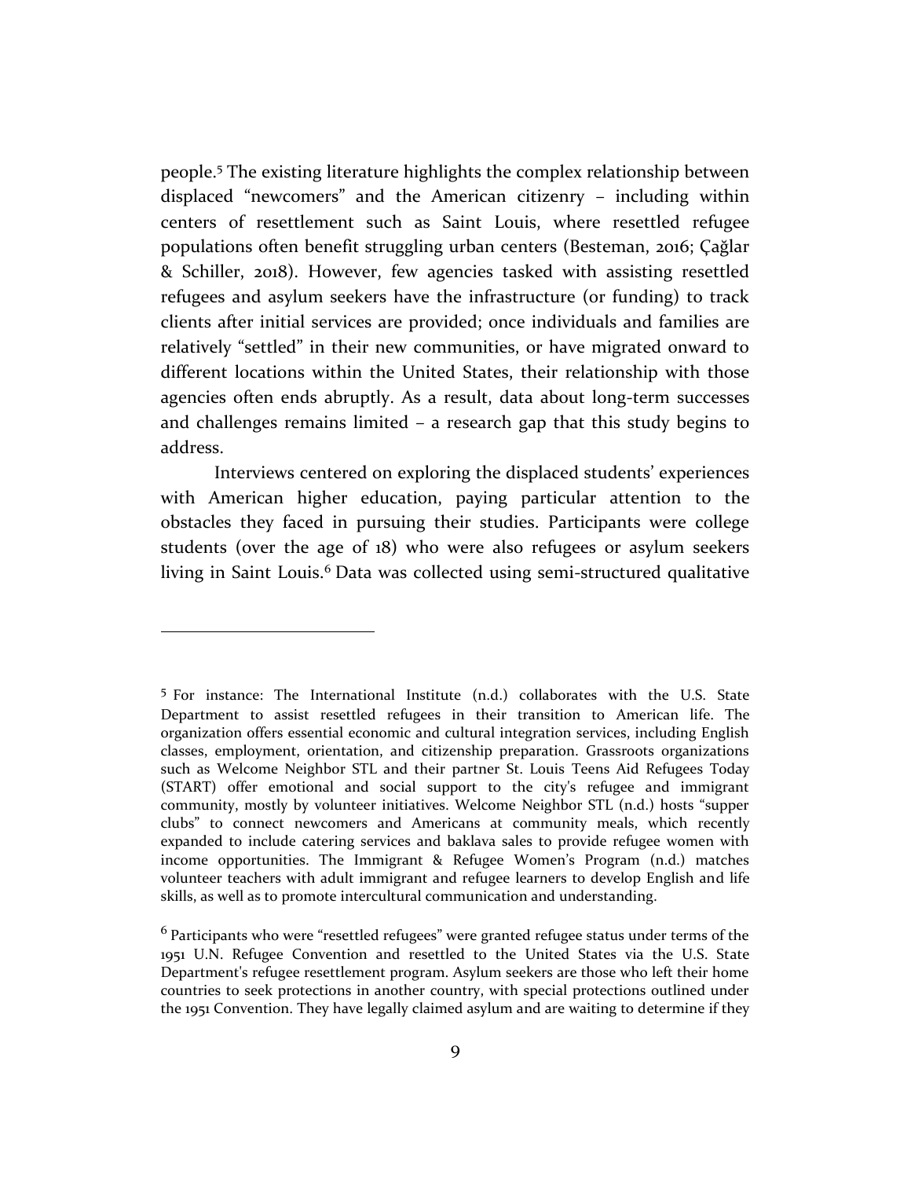people.[5] The existing literature highlights the complex relationship between displaced "newcomers" and the American citizenry – including within centers of resettlement such as Saint Louis, where resettled refugee populations often benefit struggling urban centers (Besteman, 2016; Çağlar & Schiller, 2018). However, few agencies tasked with assisting resettled refugees and asylum seekers have the infrastructure (or funding) to track clients after initial services are provided; once individuals and families are relatively "settled" in their new communities, or have migrated onward to different locations within the United States, their relationship with those agencies often ends abruptly. As a result, data about long-term successes and challenges remains limited – a research gap that this study begins to address.

Interviews centered on exploring the displaced students' experiences with American higher education, paying particular attention to the obstacles they faced in pursuing their studies. Participants were college students (over the age of 18) who were also refugees or asylum seekers living in Saint Louis.[6] Data was collected using semi-structured qualitative

---

[5] For instance: The International Institute (n.d.) collaborates with the U.S. State Department to assist resettled refugees in their transition to American life. The organization offers essential economic and cultural integration services, including English classes, employment, orientation, and citizenship preparation. Grassroots organizations such as Welcome Neighbor STL and their partner St. Louis Teens Aid Refugees Today (START) offer emotional and social support to the city's refugee and immigrant community, mostly by volunteer initiatives. Welcome Neighbor STL (n.d.) hosts "supper clubs" to connect newcomers and Americans at community meals, which recently expanded to include catering services and baklava sales to provide refugee women with income opportunities. The Immigrant & Refugee Women's Program (n.d.) matches volunteer teachers with adult immigrant and refugee learners to develop English and life skills, as well as to promote intercultural communication and understanding.

[6] Participants who were "resettled refugees" were granted refugee status under terms of the 1951 U.N. Refugee Convention and resettled to the United States via the U.S. State Department's refugee resettlement program. Asylum seekers are those who left their home countries to seek protections in another country, with special protections outlined under the 1951 Convention. They have legally claimed asylum and are waiting to determine if they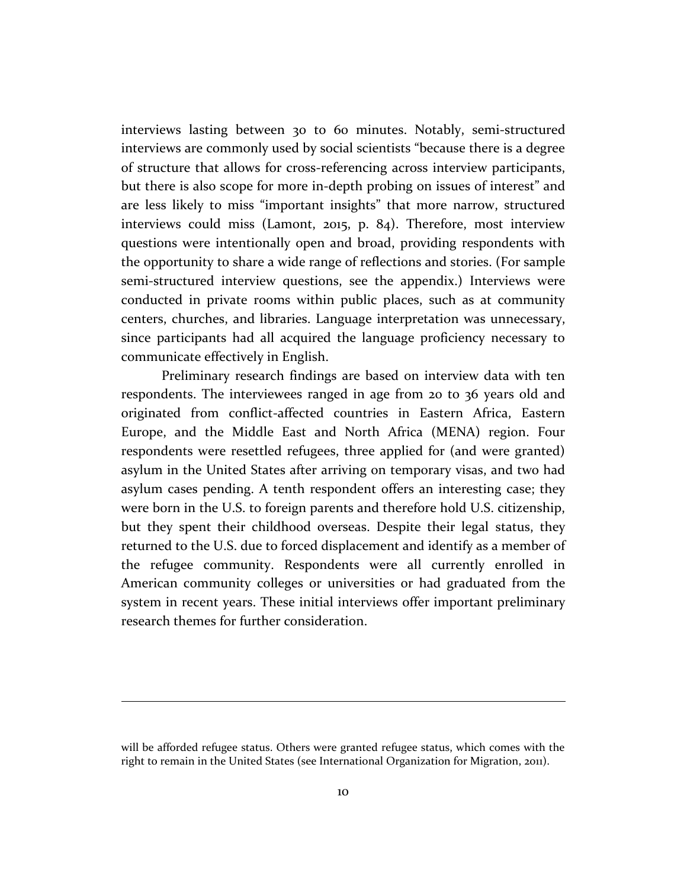interviews lasting between 30 to 60 minutes. Notably, semi-structured interviews are commonly used by social scientists "because there is a degree of structure that allows for cross-referencing across interview participants, but there is also scope for more in-depth probing on issues of interest" and are less likely to miss "important insights" that more narrow, structured interviews could miss (Lamont, 2015, p. 84). Therefore, most interview questions were intentionally open and broad, providing respondents with the opportunity to share a wide range of reflections and stories. (For sample semi-structured interview questions, see the appendix.) Interviews were conducted in private rooms within public places, such as at community centers, churches, and libraries. Language interpretation was unnecessary, since participants had all acquired the language proficiency necessary to communicate effectively in English.

Preliminary research findings are based on interview data with ten respondents. The interviewees ranged in age from 20 to 36 years old and originated from conflict-affected countries in Eastern Africa, Eastern Europe, and the Middle East and North Africa (MENA) region. Four respondents were resettled refugees, three applied for (and were granted) asylum in the United States after arriving on temporary visas, and two had asylum cases pending. A tenth respondent offers an interesting case; they were born in the U.S. to foreign parents and therefore hold U.S. citizenship, but they spent their childhood overseas. Despite their legal status, they returned to the U.S. due to forced displacement and identify as a member of the refugee community. Respondents were all currently enrolled in American community colleges or universities or had graduated from the system in recent years. These initial interviews offer important preliminary research themes for further consideration.

---

will be afforded refugee status. Others were granted refugee status, which comes with the right to remain in the United States (see International Organization for Migration, 2011).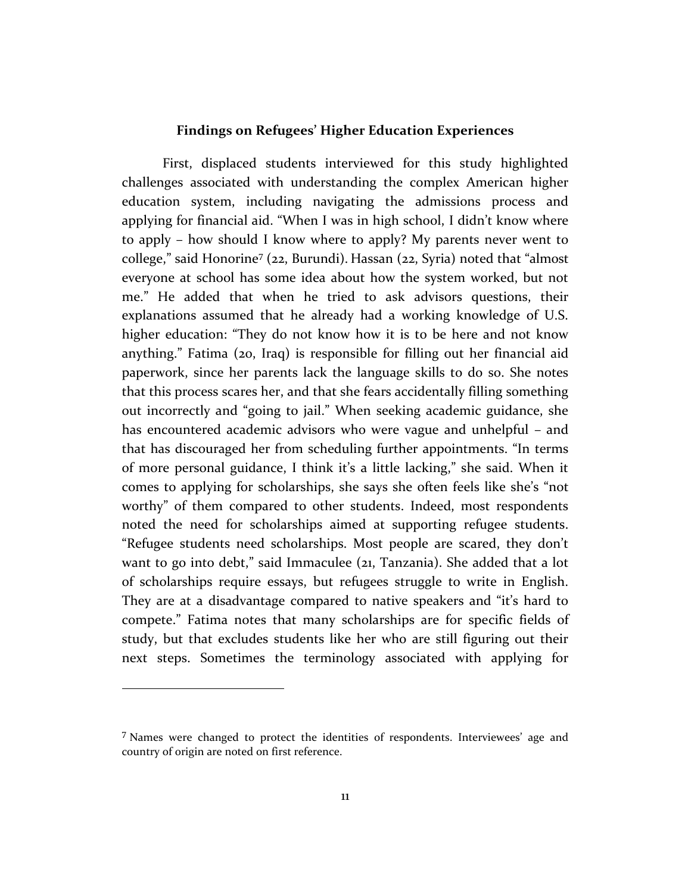## Findings on Refugees' Higher Education Experiences

First, displaced students interviewed for this study highlighted challenges associated with understanding the complex American higher education system, including navigating the admissions process and applying for financial aid. "When I was in high school, I didn't know where to apply – how should I know where to apply? My parents never went to college," said Honorine[7] (22, Burundi). Hassan (22, Syria) noted that "almost everyone at school has some idea about how the system worked, but not me." He added that when he tried to ask advisors questions, their explanations assumed that he already had a working knowledge of U.S. higher education: "They do not know how it is to be here and not know anything." Fatima (20, Iraq) is responsible for filling out her financial aid paperwork, since her parents lack the language skills to do so. She notes that this process scares her, and that she fears accidentally filling something out incorrectly and "going to jail." When seeking academic guidance, she has encountered academic advisors who were vague and unhelpful – and that has discouraged her from scheduling further appointments. "In terms of more personal guidance, I think it's a little lacking," she said. When it comes to applying for scholarships, she says she often feels like she's "not worthy" of them compared to other students. Indeed, most respondents noted the need for scholarships aimed at supporting refugee students. "Refugee students need scholarships. Most people are scared, they don't want to go into debt," said Immaculee (21, Tanzania). She added that a lot of scholarships require essays, but refugees struggle to write in English. They are at a disadvantage compared to native speakers and "it's hard to compete." Fatima notes that many scholarships are for specific fields of study, but that excludes students like her who are still figuring out their next steps. Sometimes the terminology associated with applying for

---

[7] Names were changed to protect the identities of respondents. Interviewees' age and country of origin are noted on first reference.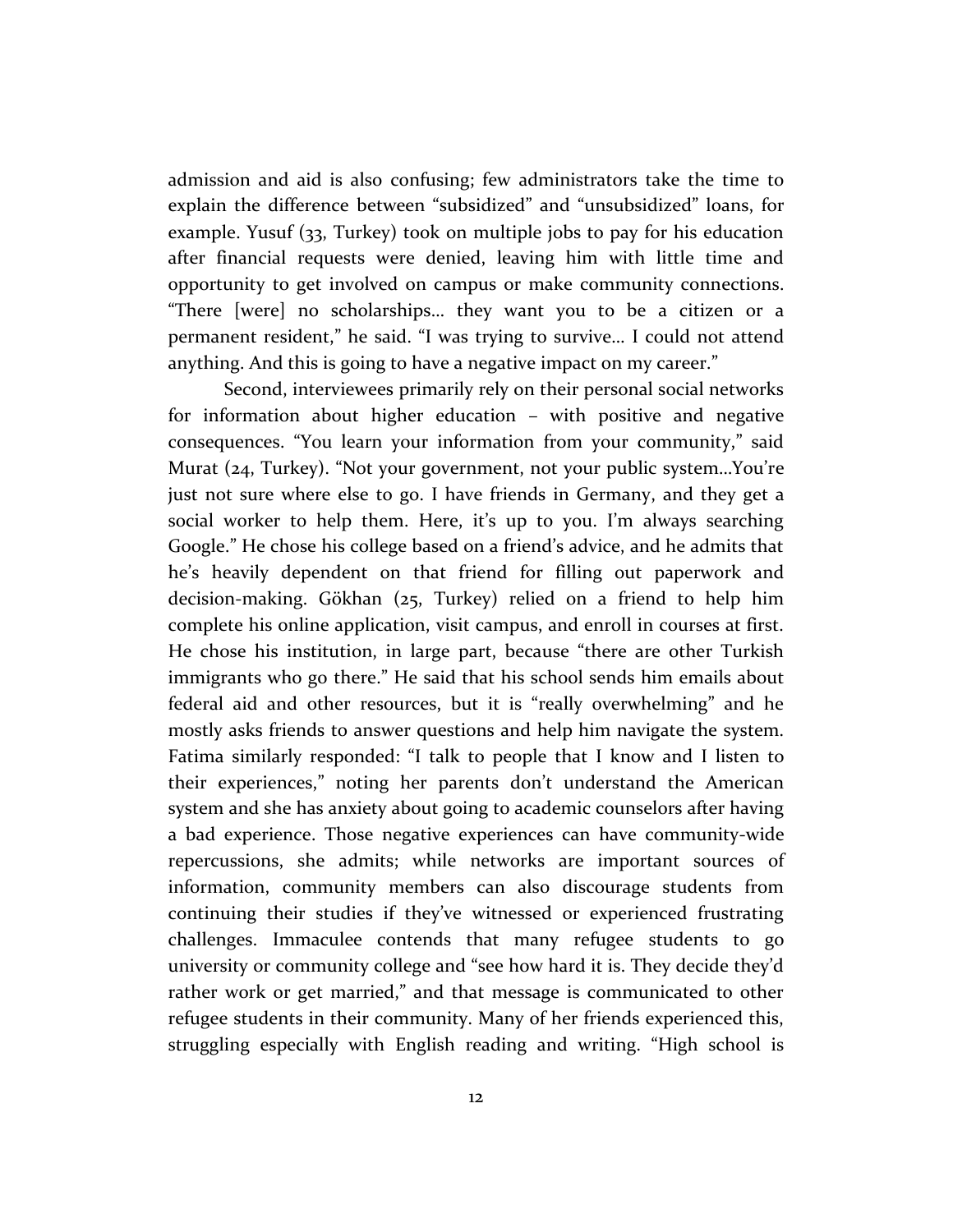admission and aid is also confusing; few administrators take the time to explain the difference between "subsidized" and "unsubsidized" loans, for example. Yusuf (33, Turkey) took on multiple jobs to pay for his education after financial requests were denied, leaving him with little time and opportunity to get involved on campus or make community connections. "There [were] no scholarships… they want you to be a citizen or a permanent resident," he said. "I was trying to survive… I could not attend anything. And this is going to have a negative impact on my career."

Second, interviewees primarily rely on their personal social networks for information about higher education – with positive and negative consequences. "You learn your information from your community," said Murat (24, Turkey). "Not your government, not your public system…You're just not sure where else to go. I have friends in Germany, and they get a social worker to help them. Here, it's up to you. I'm always searching Google." He chose his college based on a friend's advice, and he admits that he's heavily dependent on that friend for filling out paperwork and decision-making. Gökhan (25, Turkey) relied on a friend to help him complete his online application, visit campus, and enroll in courses at first. He chose his institution, in large part, because "there are other Turkish immigrants who go there." He said that his school sends him emails about federal aid and other resources, but it is "really overwhelming" and he mostly asks friends to answer questions and help him navigate the system. Fatima similarly responded: "I talk to people that I know and I listen to their experiences," noting her parents don't understand the American system and she has anxiety about going to academic counselors after having a bad experience. Those negative experiences can have community-wide repercussions, she admits; while networks are important sources of information, community members can also discourage students from continuing their studies if they've witnessed or experienced frustrating challenges. Immaculee contends that many refugee students to go university or community college and "see how hard it is. They decide they'd rather work or get married," and that message is communicated to other refugee students in their community. Many of her friends experienced this, struggling especially with English reading and writing. "High school is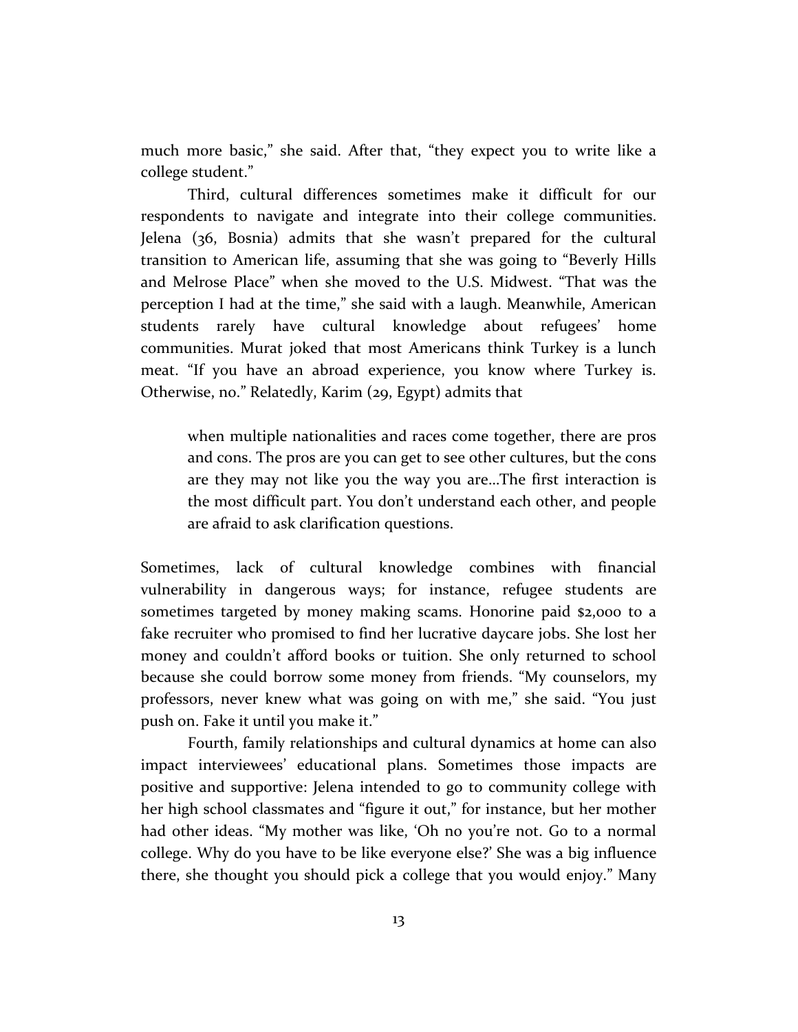much more basic," she said. After that, "they expect you to write like a college student."

Third, cultural differences sometimes make it difficult for our respondents to navigate and integrate into their college communities. Jelena (36, Bosnia) admits that she wasn't prepared for the cultural transition to American life, assuming that she was going to "Beverly Hills and Melrose Place" when she moved to the U.S. Midwest. "That was the perception I had at the time," she said with a laugh. Meanwhile, American students rarely have cultural knowledge about refugees' home communities. Murat joked that most Americans think Turkey is a lunch meat. "If you have an abroad experience, you know where Turkey is. Otherwise, no." Relatedly, Karim (29, Egypt) admits that

> when multiple nationalities and races come together, there are pros and cons. The pros are you can get to see other cultures, but the cons are they may not like you the way you are…The first interaction is the most difficult part. You don't understand each other, and people are afraid to ask clarification questions.

Sometimes, lack of cultural knowledge combines with financial vulnerability in dangerous ways; for instance, refugee students are sometimes targeted by money making scams. Honorine paid $2,000 to a fake recruiter who promised to find her lucrative daycare jobs. She lost her money and couldn't afford books or tuition. She only returned to school because she could borrow some money from friends. "My counselors, my professors, never knew what was going on with me," she said. "You just push on. Fake it until you make it."

Fourth, family relationships and cultural dynamics at home can also impact interviewees' educational plans. Sometimes those impacts are positive and supportive: Jelena intended to go to community college with her high school classmates and "figure it out," for instance, but her mother had other ideas. "My mother was like, 'Oh no you're not. Go to a normal college. Why do you have to be like everyone else?' She was a big influence there, she thought you should pick a college that you would enjoy." Many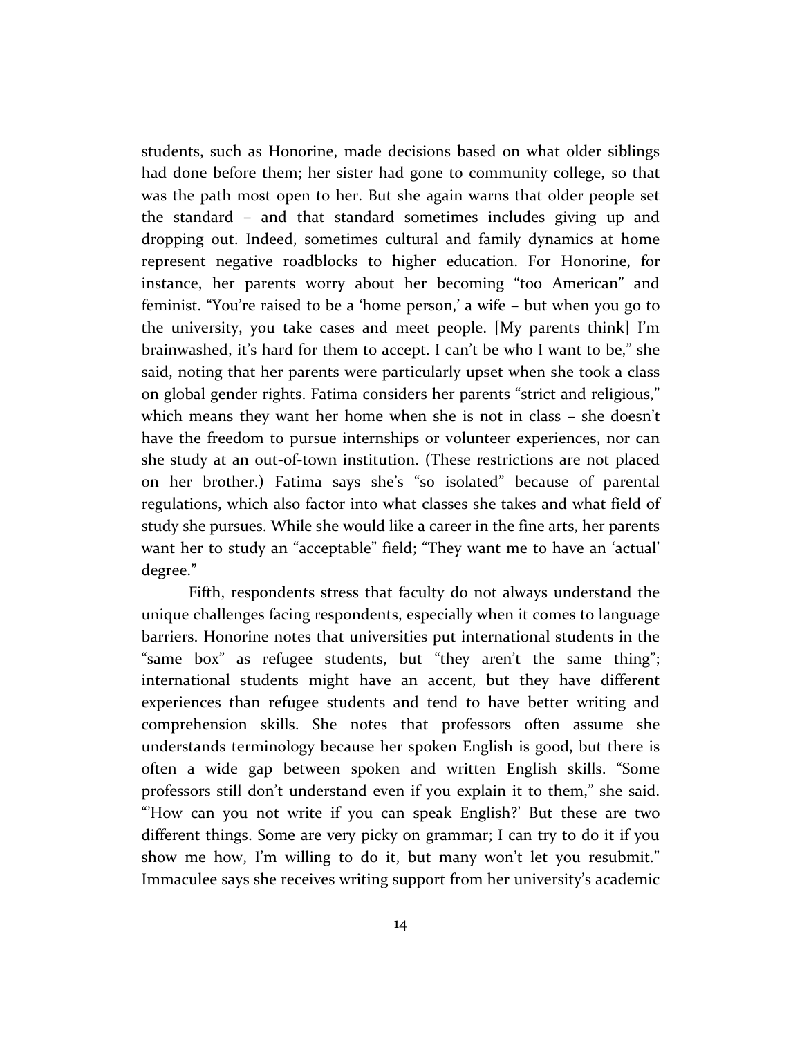students, such as Honorine, made decisions based on what older siblings had done before them; her sister had gone to community college, so that was the path most open to her. But she again warns that older people set the standard – and that standard sometimes includes giving up and dropping out. Indeed, sometimes cultural and family dynamics at home represent negative roadblocks to higher education. For Honorine, for instance, her parents worry about her becoming "too American" and feminist. "You're raised to be a 'home person,' a wife – but when you go to the university, you take cases and meet people. [My parents think] I'm brainwashed, it's hard for them to accept. I can't be who I want to be," she said, noting that her parents were particularly upset when she took a class on global gender rights. Fatima considers her parents "strict and religious," which means they want her home when she is not in class – she doesn't have the freedom to pursue internships or volunteer experiences, nor can she study at an out-of-town institution. (These restrictions are not placed on her brother.) Fatima says she's "so isolated" because of parental regulations, which also factor into what classes she takes and what field of study she pursues. While she would like a career in the fine arts, her parents want her to study an "acceptable" field; "They want me to have an 'actual' degree."

Fifth, respondents stress that faculty do not always understand the unique challenges facing respondents, especially when it comes to language barriers. Honorine notes that universities put international students in the "same box" as refugee students, but "they aren't the same thing"; international students might have an accent, but they have different experiences than refugee students and tend to have better writing and comprehension skills. She notes that professors often assume she understands terminology because her spoken English is good, but there is often a wide gap between spoken and written English skills. "Some professors still don't understand even if you explain it to them," she said. "'How can you not write if you can speak English?' But these are two different things. Some are very picky on grammar; I can try to do it if you show me how, I'm willing to do it, but many won't let you resubmit." Immaculee says she receives writing support from her university's academic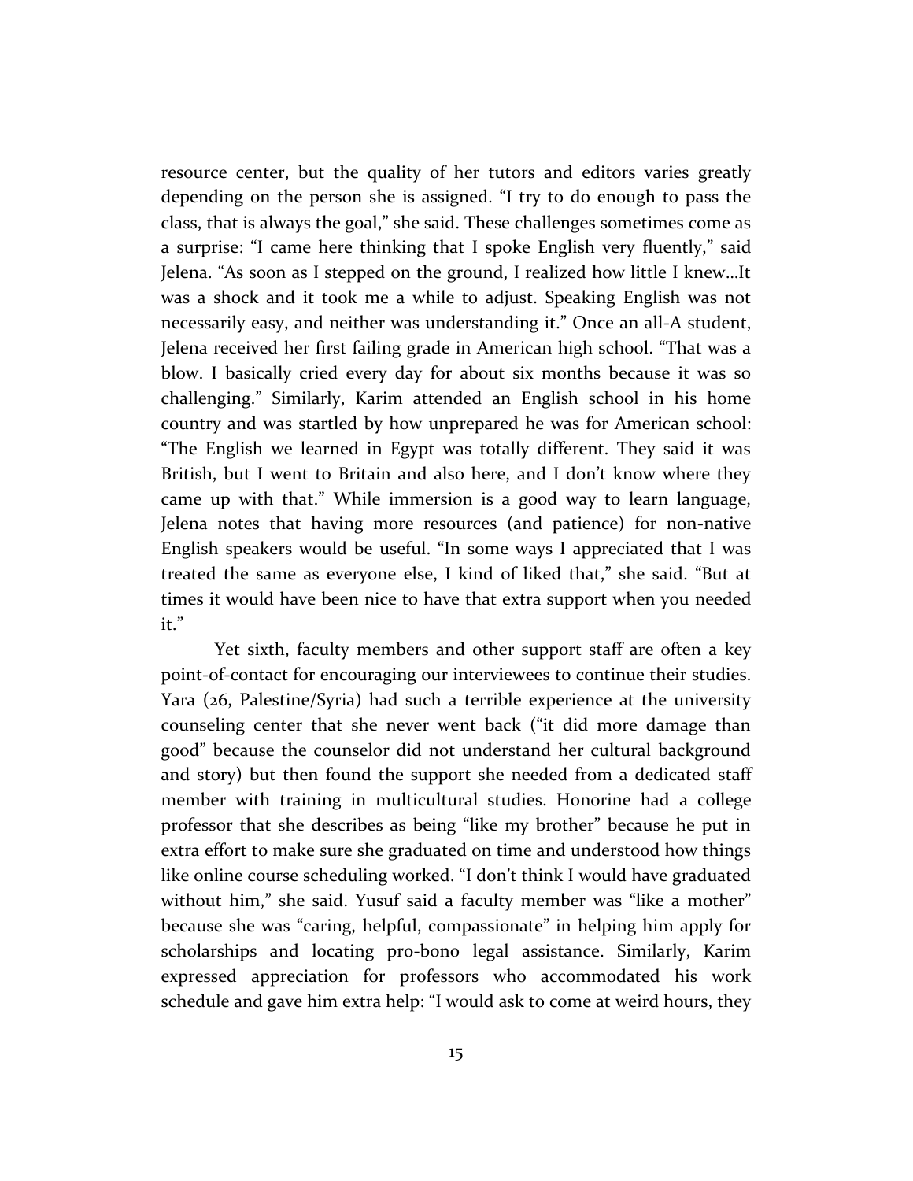resource center, but the quality of her tutors and editors varies greatly depending on the person she is assigned. "I try to do enough to pass the class, that is always the goal," she said. These challenges sometimes come as a surprise: "I came here thinking that I spoke English very fluently," said Jelena. "As soon as I stepped on the ground, I realized how little I knew…It was a shock and it took me a while to adjust. Speaking English was not necessarily easy, and neither was understanding it." Once an all-A student, Jelena received her first failing grade in American high school. "That was a blow. I basically cried every day for about six months because it was so challenging." Similarly, Karim attended an English school in his home country and was startled by how unprepared he was for American school: "The English we learned in Egypt was totally different. They said it was British, but I went to Britain and also here, and I don't know where they came up with that." While immersion is a good way to learn language, Jelena notes that having more resources (and patience) for non-native English speakers would be useful. "In some ways I appreciated that I was treated the same as everyone else, I kind of liked that," she said. "But at times it would have been nice to have that extra support when you needed it."

Yet sixth, faculty members and other support staff are often a key point-of-contact for encouraging our interviewees to continue their studies. Yara (26, Palestine/Syria) had such a terrible experience at the university counseling center that she never went back ("it did more damage than good" because the counselor did not understand her cultural background and story) but then found the support she needed from a dedicated staff member with training in multicultural studies. Honorine had a college professor that she describes as being "like my brother" because he put in extra effort to make sure she graduated on time and understood how things like online course scheduling worked. "I don't think I would have graduated without him," she said. Yusuf said a faculty member was "like a mother" because she was "caring, helpful, compassionate" in helping him apply for scholarships and locating pro-bono legal assistance. Similarly, Karim expressed appreciation for professors who accommodated his work schedule and gave him extra help: "I would ask to come at weird hours, they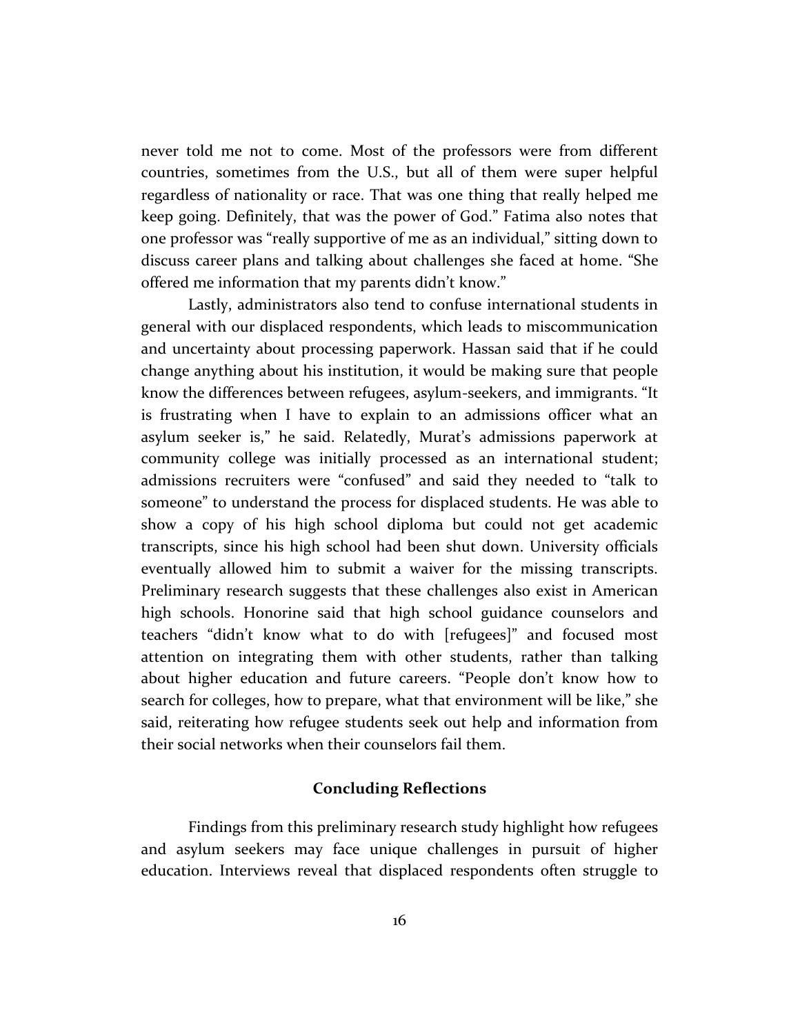never told me not to come. Most of the professors were from different countries, sometimes from the U.S., but all of them were super helpful regardless of nationality or race. That was one thing that really helped me keep going. Definitely, that was the power of God." Fatima also notes that one professor was "really supportive of me as an individual," sitting down to discuss career plans and talking about challenges she faced at home. "She offered me information that my parents didn't know."

Lastly, administrators also tend to confuse international students in general with our displaced respondents, which leads to miscommunication and uncertainty about processing paperwork. Hassan said that if he could change anything about his institution, it would be making sure that people know the differences between refugees, asylum-seekers, and immigrants. "It is frustrating when I have to explain to an admissions officer what an asylum seeker is," he said. Relatedly, Murat's admissions paperwork at community college was initially processed as an international student; admissions recruiters were "confused" and said they needed to "talk to someone" to understand the process for displaced students. He was able to show a copy of his high school diploma but could not get academic transcripts, since his high school had been shut down. University officials eventually allowed him to submit a waiver for the missing transcripts. Preliminary research suggests that these challenges also exist in American high schools. Honorine said that high school guidance counselors and teachers "didn't know what to do with [refugees]" and focused most attention on integrating them with other students, rather than talking about higher education and future careers. "People don't know how to search for colleges, how to prepare, what that environment will be like," she said, reiterating how refugee students seek out help and information from their social networks when their counselors fail them.

## Concluding Reflections

Findings from this preliminary research study highlight how refugees and asylum seekers may face unique challenges in pursuit of higher education. Interviews reveal that displaced respondents often struggle to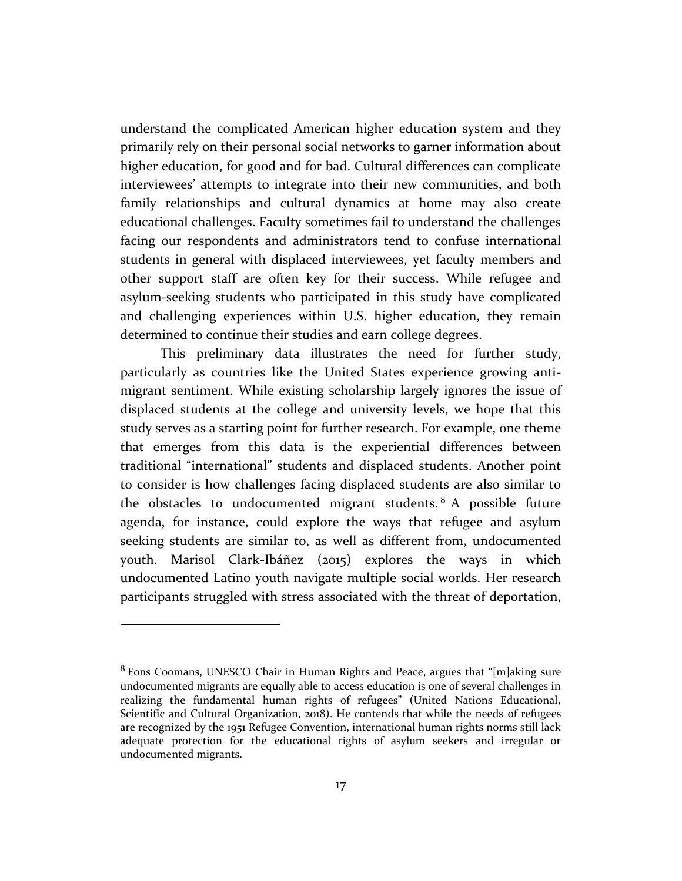understand the complicated American higher education system and they primarily rely on their personal social networks to garner information about higher education, for good and for bad. Cultural differences can complicate interviewees' attempts to integrate into their new communities, and both family relationships and cultural dynamics at home may also create educational challenges. Faculty sometimes fail to understand the challenges facing our respondents and administrators tend to confuse international students in general with displaced interviewees, yet faculty members and other support staff are often key for their success. While refugee and asylum-seeking students who participated in this study have complicated and challenging experiences within U.S. higher education, they remain determined to continue their studies and earn college degrees.

This preliminary data illustrates the need for further study, particularly as countries like the United States experience growing anti-migrant sentiment. While existing scholarship largely ignores the issue of displaced students at the college and university levels, we hope that this study serves as a starting point for further research. For example, one theme that emerges from this data is the experiential differences between traditional "international" students and displaced students. Another point to consider is how challenges facing displaced students are also similar to the obstacles to undocumented migrant students.[8] A possible future agenda, for instance, could explore the ways that refugee and asylum seeking students are similar to, as well as different from, undocumented youth. Marisol Clark-Ibáñez (2015) explores the ways in which undocumented Latino youth navigate multiple social worlds. Her research participants struggled with stress associated with the threat of deportation,

---

[8] Fons Coomans, UNESCO Chair in Human Rights and Peace, argues that "[m]aking sure undocumented migrants are equally able to access education is one of several challenges in realizing the fundamental human rights of refugees" (United Nations Educational, Scientific and Cultural Organization, 2018). He contends that while the needs of refugees are recognized by the 1951 Refugee Convention, international human rights norms still lack adequate protection for the educational rights of asylum seekers and irregular or undocumented migrants.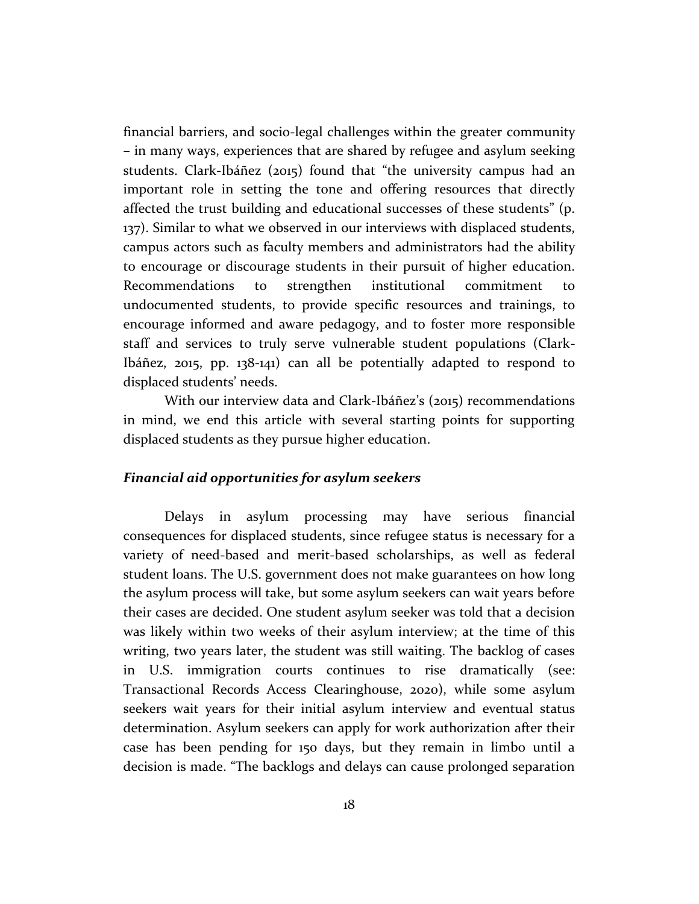financial barriers, and socio-legal challenges within the greater community – in many ways, experiences that are shared by refugee and asylum seeking students. Clark-Ibáñez (2015) found that "the university campus had an important role in setting the tone and offering resources that directly affected the trust building and educational successes of these students" (p. 137). Similar to what we observed in our interviews with displaced students, campus actors such as faculty members and administrators had the ability to encourage or discourage students in their pursuit of higher education. Recommendations to strengthen institutional commitment to undocumented students, to provide specific resources and trainings, to encourage informed and aware pedagogy, and to foster more responsible staff and services to truly serve vulnerable student populations (Clark-Ibáñez, 2015, pp. 138-141) can all be potentially adapted to respond to displaced students' needs.

With our interview data and Clark-Ibáñez's (2015) recommendations in mind, we end this article with several starting points for supporting displaced students as they pursue higher education.

### *Financial aid opportunities for asylum seekers*

Delays in asylum processing may have serious financial consequences for displaced students, since refugee status is necessary for a variety of need-based and merit-based scholarships, as well as federal student loans. The U.S. government does not make guarantees on how long the asylum process will take, but some asylum seekers can wait years before their cases are decided. One student asylum seeker was told that a decision was likely within two weeks of their asylum interview; at the time of this writing, two years later, the student was still waiting. The backlog of cases in U.S. immigration courts continues to rise dramatically (see: Transactional Records Access Clearinghouse, 2020), while some asylum seekers wait years for their initial asylum interview and eventual status determination. Asylum seekers can apply for work authorization after their case has been pending for 150 days, but they remain in limbo until a decision is made. "The backlogs and delays can cause prolonged separation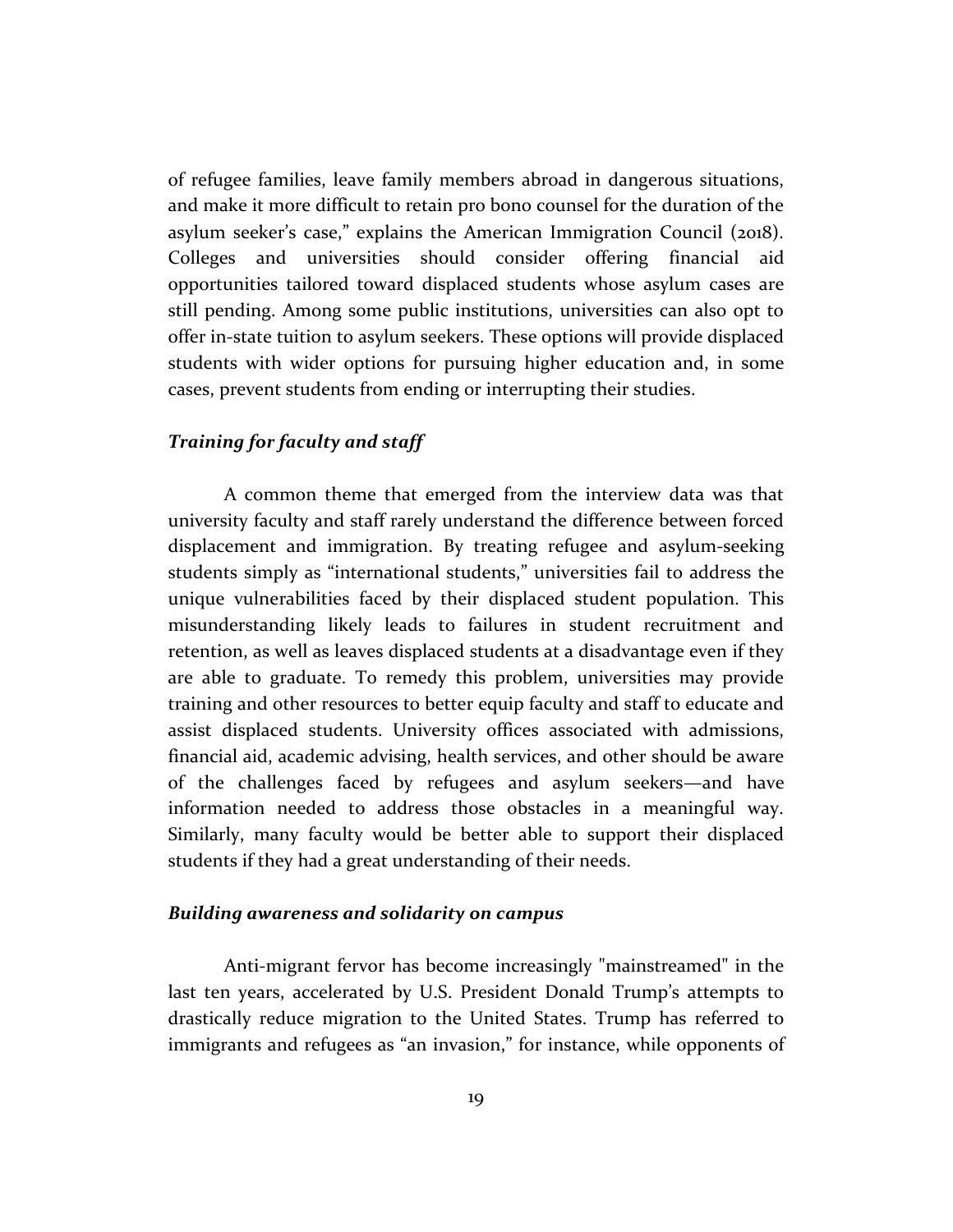of refugee families, leave family members abroad in dangerous situations, and make it more difficult to retain pro bono counsel for the duration of the asylum seeker's case," explains the American Immigration Council (2018). Colleges and universities should consider offering financial aid opportunities tailored toward displaced students whose asylum cases are still pending. Among some public institutions, universities can also opt to offer in-state tuition to asylum seekers. These options will provide displaced students with wider options for pursuing higher education and, in some cases, prevent students from ending or interrupting their studies.

### *Training for faculty and staff*

A common theme that emerged from the interview data was that university faculty and staff rarely understand the difference between forced displacement and immigration. By treating refugee and asylum-seeking students simply as "international students," universities fail to address the unique vulnerabilities faced by their displaced student population. This misunderstanding likely leads to failures in student recruitment and retention, as well as leaves displaced students at a disadvantage even if they are able to graduate. To remedy this problem, universities may provide training and other resources to better equip faculty and staff to educate and assist displaced students. University offices associated with admissions, financial aid, academic advising, health services, and other should be aware of the challenges faced by refugees and asylum seekers—and have information needed to address those obstacles in a meaningful way. Similarly, many faculty would be better able to support their displaced students if they had a great understanding of their needs.

### *Building awareness and solidarity on campus*

Anti-migrant fervor has become increasingly "mainstreamed" in the last ten years, accelerated by U.S. President Donald Trump's attempts to drastically reduce migration to the United States. Trump has referred to immigrants and refugees as "an invasion," for instance, while opponents of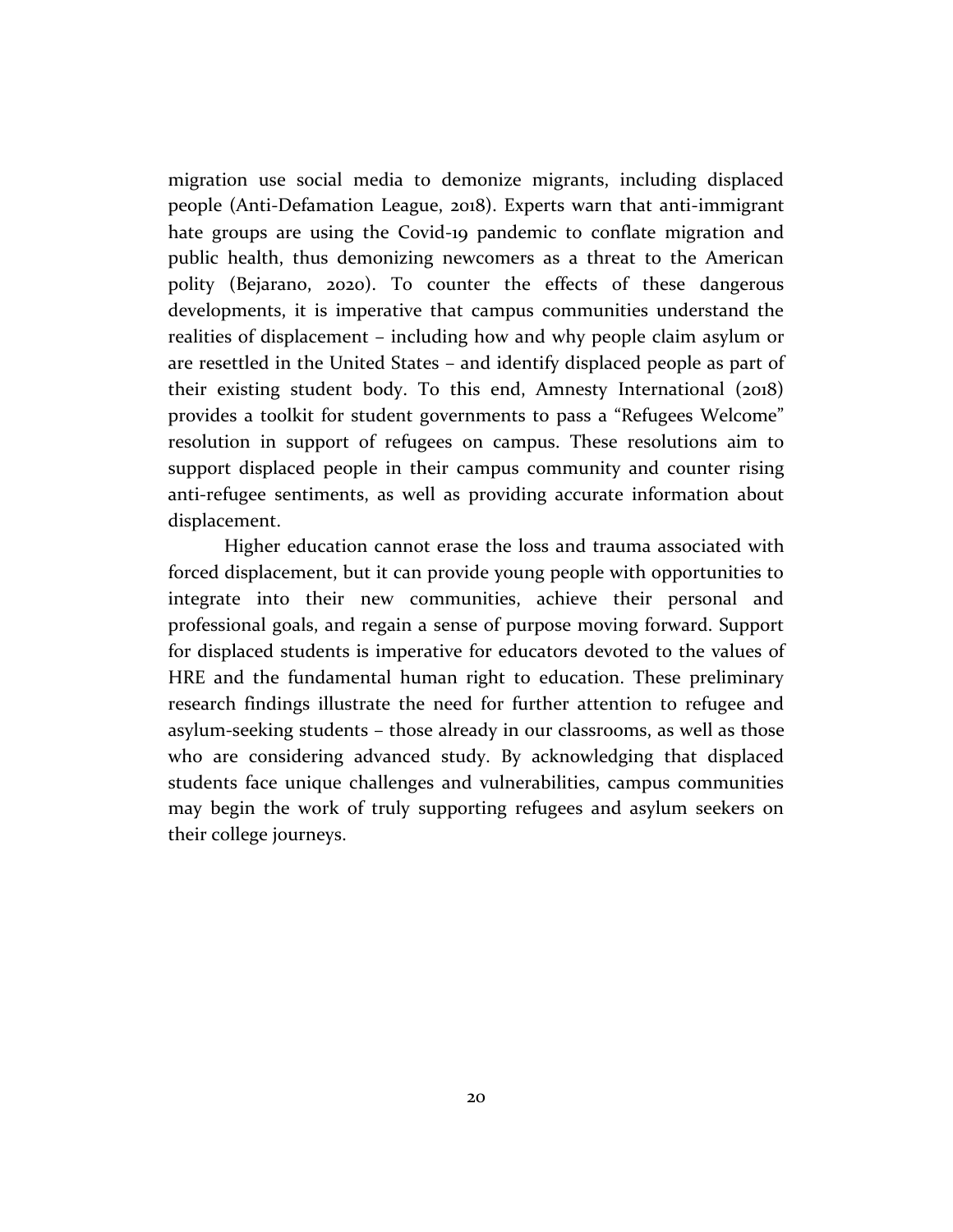migration use social media to demonize migrants, including displaced people (Anti-Defamation League, 2018). Experts warn that anti-immigrant hate groups are using the Covid-19 pandemic to conflate migration and public health, thus demonizing newcomers as a threat to the American polity (Bejarano, 2020). To counter the effects of these dangerous developments, it is imperative that campus communities understand the realities of displacement – including how and why people claim asylum or are resettled in the United States – and identify displaced people as part of their existing student body. To this end, Amnesty International (2018) provides a toolkit for student governments to pass a "Refugees Welcome" resolution in support of refugees on campus. These resolutions aim to support displaced people in their campus community and counter rising anti-refugee sentiments, as well as providing accurate information about displacement.

Higher education cannot erase the loss and trauma associated with forced displacement, but it can provide young people with opportunities to integrate into their new communities, achieve their personal and professional goals, and regain a sense of purpose moving forward. Support for displaced students is imperative for educators devoted to the values of HRE and the fundamental human right to education. These preliminary research findings illustrate the need for further attention to refugee and asylum-seeking students – those already in our classrooms, as well as those who are considering advanced study. By acknowledging that displaced students face unique challenges and vulnerabilities, campus communities may begin the work of truly supporting refugees and asylum seekers on their college journeys.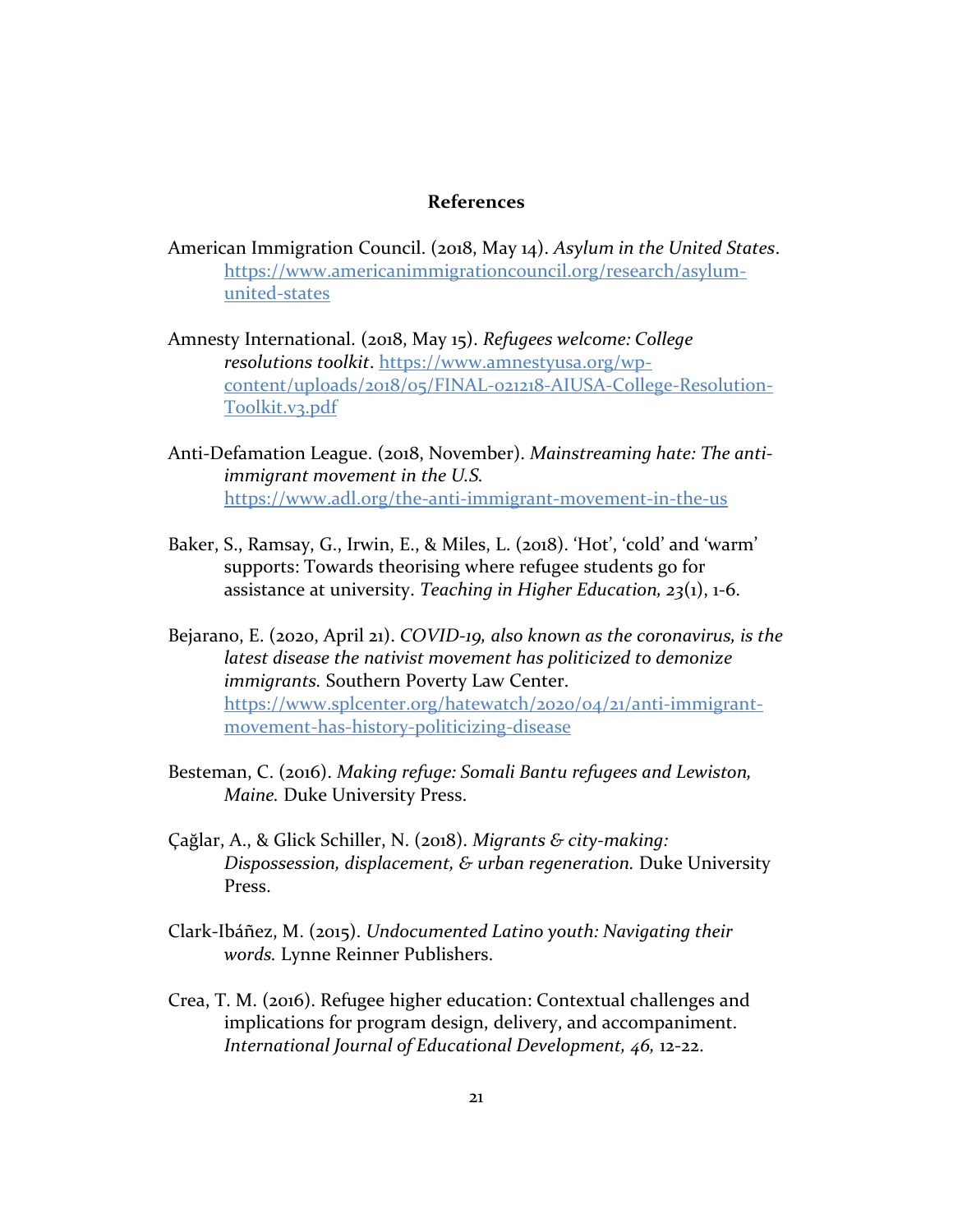## References

American Immigration Council. (2018, May 14). *Asylum in the United States*. https://www.americanimmigrationcouncil.org/research/asylum-united-states

Amnesty International. (2018, May 15). *Refugees welcome: College resolutions toolkit*. https://www.amnestyusa.org/wp-content/uploads/2018/05/FINAL-021218-AIUSA-College-Resolution-Toolkit.v3.pdf

Anti-Defamation League. (2018, November). *Mainstreaming hate: The anti-immigrant movement in the U.S.* https://www.adl.org/the-anti-immigrant-movement-in-the-us

Baker, S., Ramsay, G., Irwin, E., & Miles, L. (2018). 'Hot', 'cold' and 'warm' supports: Towards theorising where refugee students go for assistance at university. *Teaching in Higher Education, 23*(1), 1-6.

Bejarano, E. (2020, April 21). *COVID-19, also known as the coronavirus, is the latest disease the nativist movement has politicized to demonize immigrants.* Southern Poverty Law Center. https://www.splcenter.org/hatewatch/2020/04/21/anti-immigrant-movement-has-history-politicizing-disease

Besteman, C. (2016). *Making refuge: Somali Bantu refugees and Lewiston, Maine.* Duke University Press.

Çağlar, A., & Glick Schiller, N. (2018). *Migrants & city-making: Dispossession, displacement, & urban regeneration.* Duke University Press.

Clark-Ibáñez, M. (2015). *Undocumented Latino youth: Navigating their words.* Lynne Reinner Publishers.

Crea, T. M. (2016). Refugee higher education: Contextual challenges and implications for program design, delivery, and accompaniment. *International Journal of Educational Development, 46,* 12-22.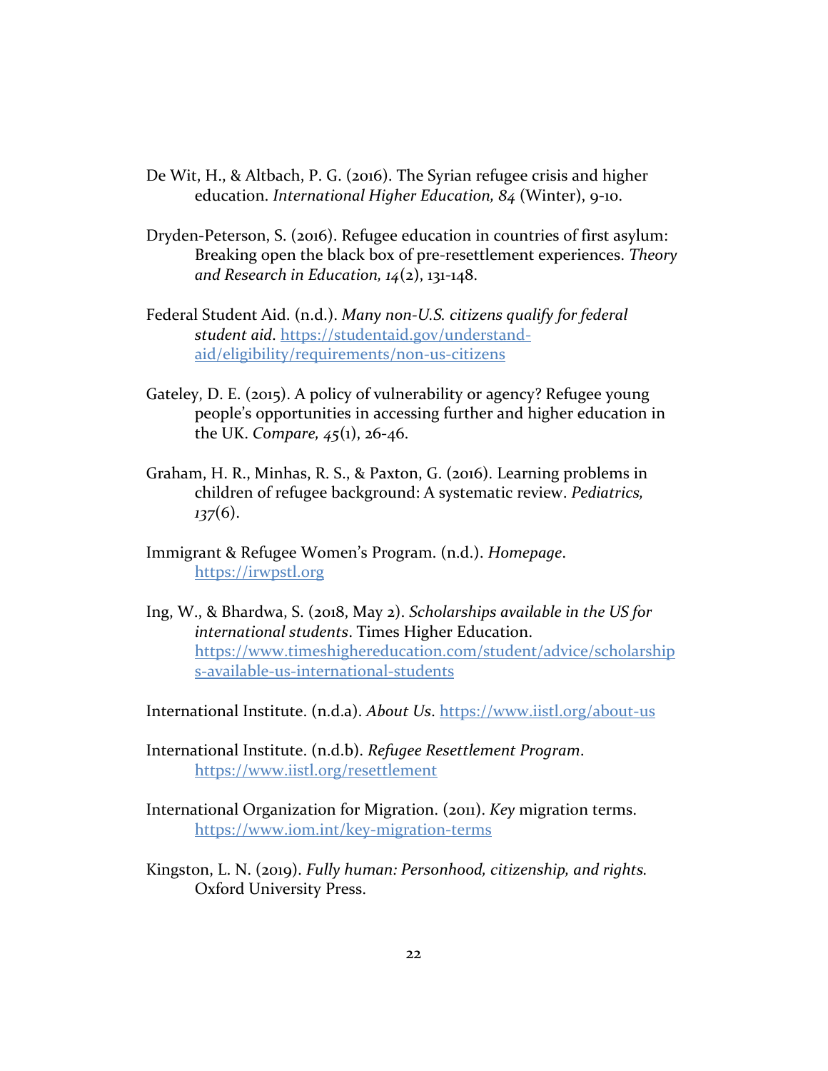De Wit, H., & Altbach, P. G. (2016). The Syrian refugee crisis and higher education. *International Higher Education, 84* (Winter), 9-10.

Dryden-Peterson, S. (2016). Refugee education in countries of first asylum: Breaking open the black box of pre-resettlement experiences. *Theory and Research in Education, 14*(2), 131-148.

Federal Student Aid. (n.d.). *Many non-U.S. citizens qualify for federal student aid*. https://studentaid.gov/understand-aid/eligibility/requirements/non-us-citizens

Gateley, D. E. (2015). A policy of vulnerability or agency? Refugee young people's opportunities in accessing further and higher education in the UK. *Compare, 45*(1), 26-46.

Graham, H. R., Minhas, R. S., & Paxton, G. (2016). Learning problems in children of refugee background: A systematic review. *Pediatrics, 137*(6).

Immigrant & Refugee Women's Program. (n.d.). *Homepage*. https://irwpstl.org

Ing, W., & Bhardwa, S. (2018, May 2). *Scholarships available in the US for international students*. Times Higher Education. https://www.timeshighereducation.com/student/advice/scholarships-available-us-international-students

International Institute. (n.d.a). *About Us*. https://www.iistl.org/about-us

International Institute. (n.d.b). *Refugee Resettlement Program*. https://www.iistl.org/resettlement

International Organization for Migration. (2011). *Key* migration terms. https://www.iom.int/key-migration-terms

Kingston, L. N. (2019). *Fully human: Personhood, citizenship, and rights.* Oxford University Press.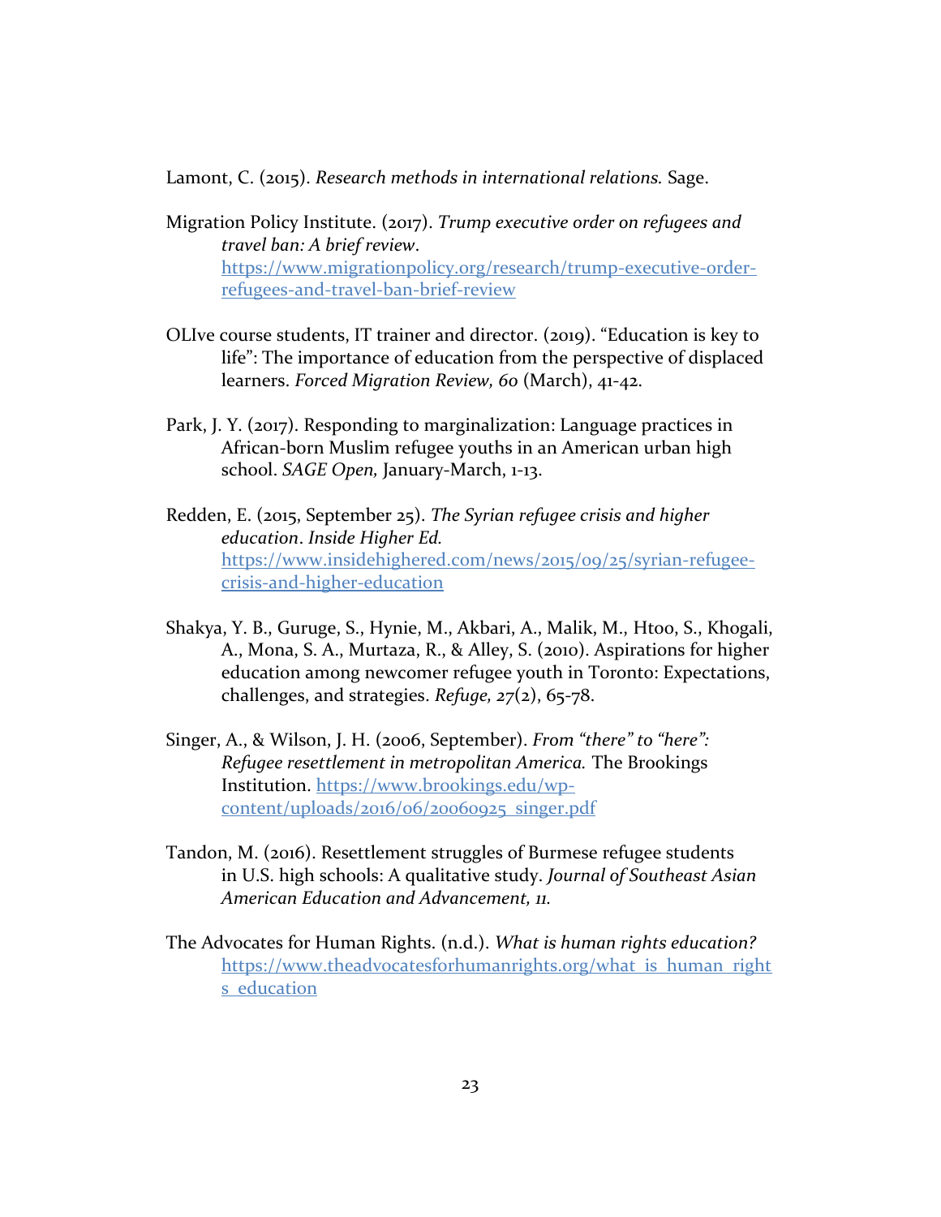Lamont, C. (2015). *Research methods in international relations.* Sage.

Migration Policy Institute. (2017). *Trump executive order on refugees and travel ban: A brief review*. https://www.migrationpolicy.org/research/trump-executive-order-refugees-and-travel-ban-brief-review

OLIve course students, IT trainer and director. (2019). "Education is key to life": The importance of education from the perspective of displaced learners. *Forced Migration Review, 60* (March), 41-42.

Park, J. Y. (2017). Responding to marginalization: Language practices in African-born Muslim refugee youths in an American urban high school. *SAGE Open,* January-March, 1-13.

Redden, E. (2015, September 25). *The Syrian refugee crisis and higher education*. *Inside Higher Ed.* https://www.insidehighered.com/news/2015/09/25/syrian-refugee-crisis-and-higher-education

Shakya, Y. B., Guruge, S., Hynie, M., Akbari, A., Malik, M., Htoo, S., Khogali, A., Mona, S. A., Murtaza, R., & Alley, S. (2010). Aspirations for higher education among newcomer refugee youth in Toronto: Expectations, challenges, and strategies. *Refuge, 27*(2), 65-78.

Singer, A., & Wilson, J. H. (2006, September). *From "there" to "here": Refugee resettlement in metropolitan America.* The Brookings Institution. https://www.brookings.edu/wp-content/uploads/2016/06/20060925_singer.pdf

Tandon, M. (2016). Resettlement struggles of Burmese refugee students in U.S. high schools: A qualitative study. *Journal of Southeast Asian American Education and Advancement, 11.*

The Advocates for Human Rights. (n.d.). *What is human rights education?* https://www.theadvocatesforhumanrights.org/what_is_human_rights_education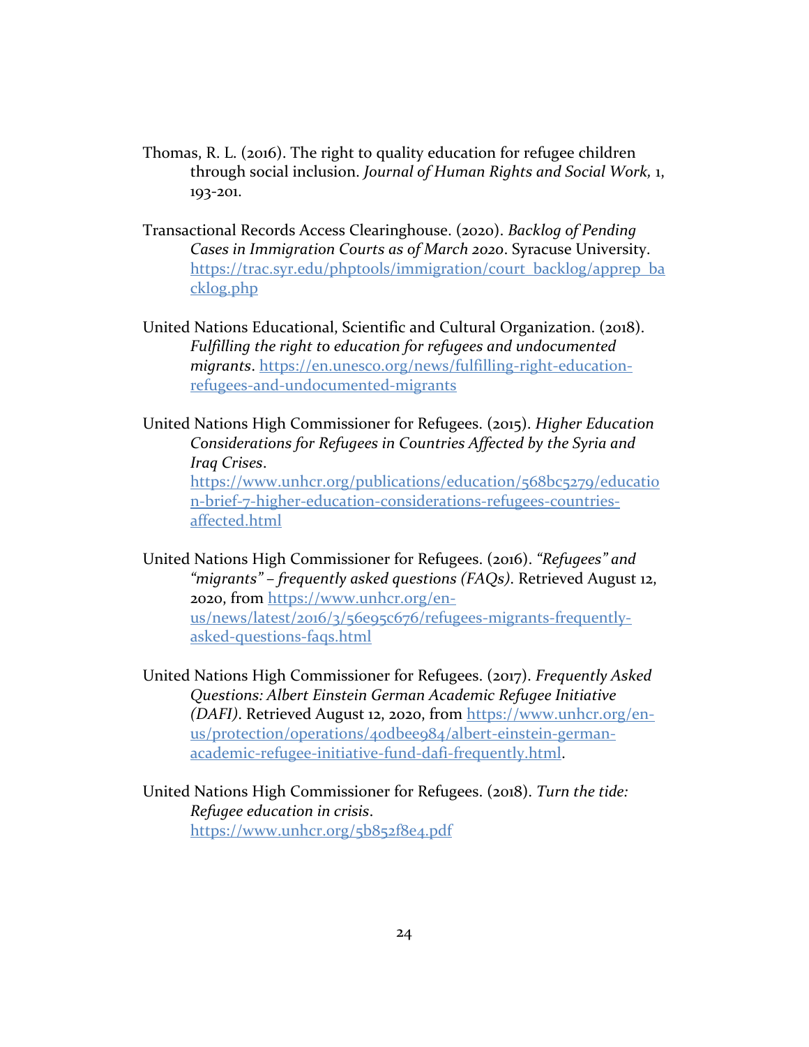Thomas, R. L. (2016). The right to quality education for refugee children through social inclusion. *Journal of Human Rights and Social Work,* 1, 193-201.

Transactional Records Access Clearinghouse. (2020). *Backlog of Pending Cases in Immigration Courts as of March 2020*. Syracuse University. https://trac.syr.edu/phptools/immigration/court_backlog/apprep_backlog.php

United Nations Educational, Scientific and Cultural Organization. (2018). *Fulfilling the right to education for refugees and undocumented migrants*. https://en.unesco.org/news/fulfilling-right-education-refugees-and-undocumented-migrants

United Nations High Commissioner for Refugees. (2015). *Higher Education Considerations for Refugees in Countries Affected by the Syria and Iraq Crises*. https://www.unhcr.org/publications/education/568bc5279/education-brief-7-higher-education-considerations-refugees-countries-affected.html

United Nations High Commissioner for Refugees. (2016). *"Refugees" and "migrants" – frequently asked questions (FAQs)*. Retrieved August 12, 2020, from https://www.unhcr.org/en-us/news/latest/2016/3/56e95c676/refugees-migrants-frequently-asked-questions-faqs.html

United Nations High Commissioner for Refugees. (2017). *Frequently Asked Questions: Albert Einstein German Academic Refugee Initiative (DAFI)*. Retrieved August 12, 2020, from https://www.unhcr.org/en-us/protection/operations/40dbee984/albert-einstein-german-academic-refugee-initiative-fund-dafi-frequently.html.

United Nations High Commissioner for Refugees. (2018). *Turn the tide: Refugee education in crisis*. https://www.unhcr.org/5b852f8e4.pdf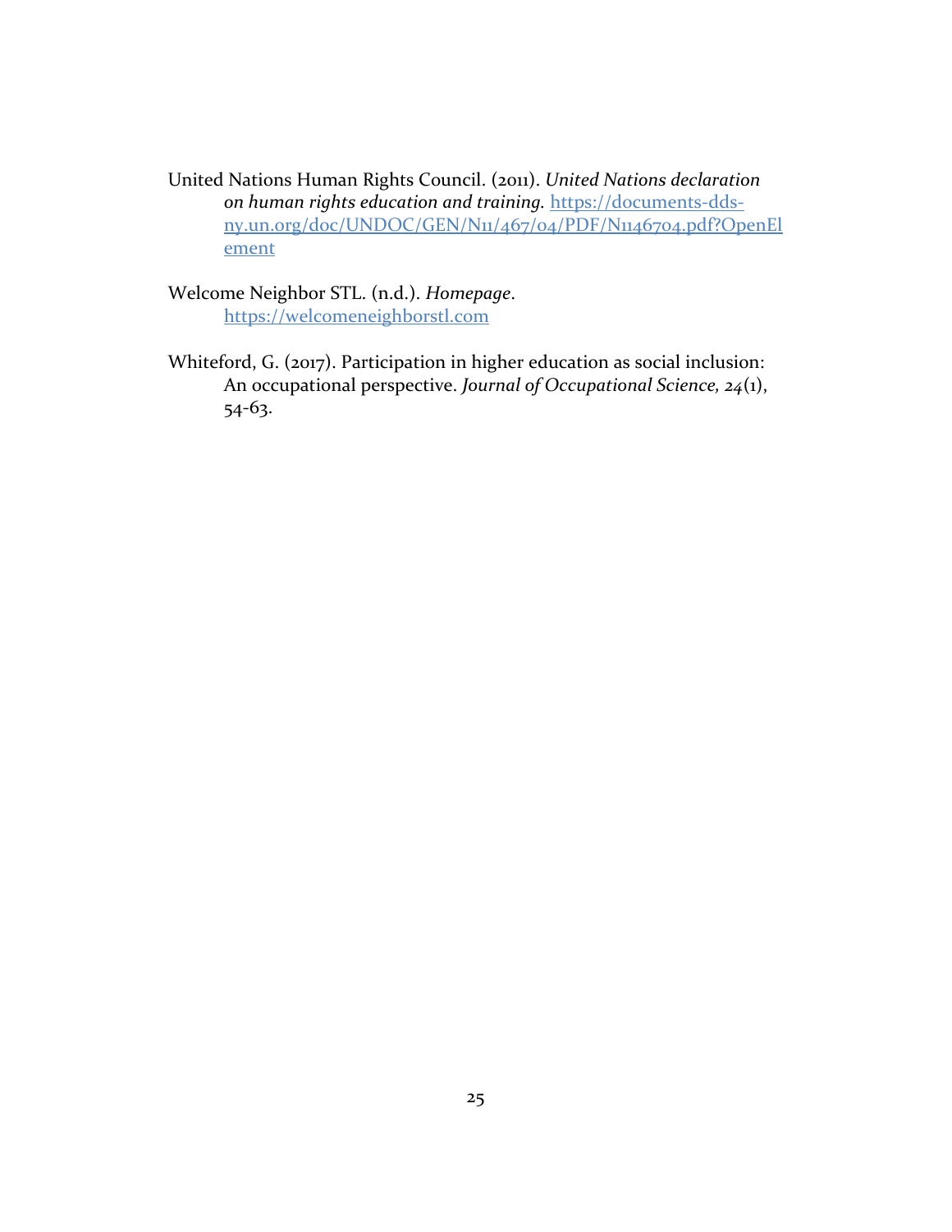United Nations Human Rights Council. (2011). *United Nations declaration on human rights education and training.* https://documents-dds-ny.un.org/doc/UNDOC/GEN/N11/467/04/PDF/N1146704.pdf?OpenElement

Welcome Neighbor STL. (n.d.). *Homepage*. https://welcomeneighborstl.com

Whiteford, G. (2017). Participation in higher education as social inclusion: An occupational perspective. *Journal of Occupational Science, 24*(1), 54-63.